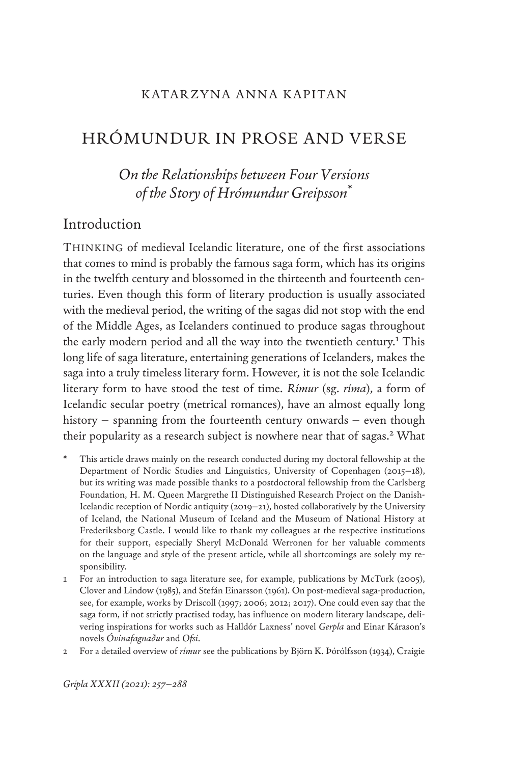KATARZYNA ANNA KAPITAN

# HRÓMUNDUR IN PROSE AND VERSE

## *On the Relationships between Four Versions of the Story of Hrómundur Greipsson*\*

## Introduction

THINKING of medieval Icelandic literature, one of the first associations that comes to mind is probably the famous saga form, which has its origins in the twelfth century and blossomed in the thirteenth and fourteenth centuries. Even though this form of literary production is usually associated with the medieval period, the writing of the sagas did not stop with the end of the Middle Ages, as Icelanders continued to produce sagas throughout the early modern period and all the way into the twentieth century.[1] This long life of saga literature, entertaining generations of Icelanders, makes the saga into a truly timeless literary form. However, it is not the sole Icelandic literary form to have stood the test of time. *Rímur* (sg. *ríma*), a form of Icelandic secular poetry (metrical romances), have an almost equally long history – spanning from the fourteenth century onwards – even though their popularity as a research subject is nowhere near that of sagas.[2] What

\* This article draws mainly on the research conducted during my doctoral fellowship at the Department of Nordic Studies and Linguistics, University of Copenhagen (2015–18), but its writing was made possible thanks to a postdoctoral fellowship from the Carlsberg Foundation, H. M. Queen Margrethe II Distinguished Research Project on the Danish-Icelandic reception of Nordic antiquity (2019–21), hosted collaboratively by the University of Iceland, the National Museum of Iceland and the Museum of National History at Frederiksborg Castle. I would like to thank my colleagues at the respective institutions for their support, especially Sheryl McDonald Werronen for her valuable comments on the language and style of the present article, while all shortcomings are solely my responsibility.

1 For an introduction to saga literature see, for example, publications by McTurk (2005), Clover and Lindow (1985), and Stefán Einarsson (1961). On post-medieval saga-production, see, for example, works by Driscoll (1997; 2006; 2012; 2017). One could even say that the saga form, if not strictly practised today, has influence on modern literary landscape, delivering inspirations for works such as Halldór Laxness' novel *Gerpla* and Einar Kárason's novels *Óvinafagnaður* and *Ofsi*.

2 For a detailed overview of *rímur* see the publications by Björn K. Þórólfsson (1934), Craigie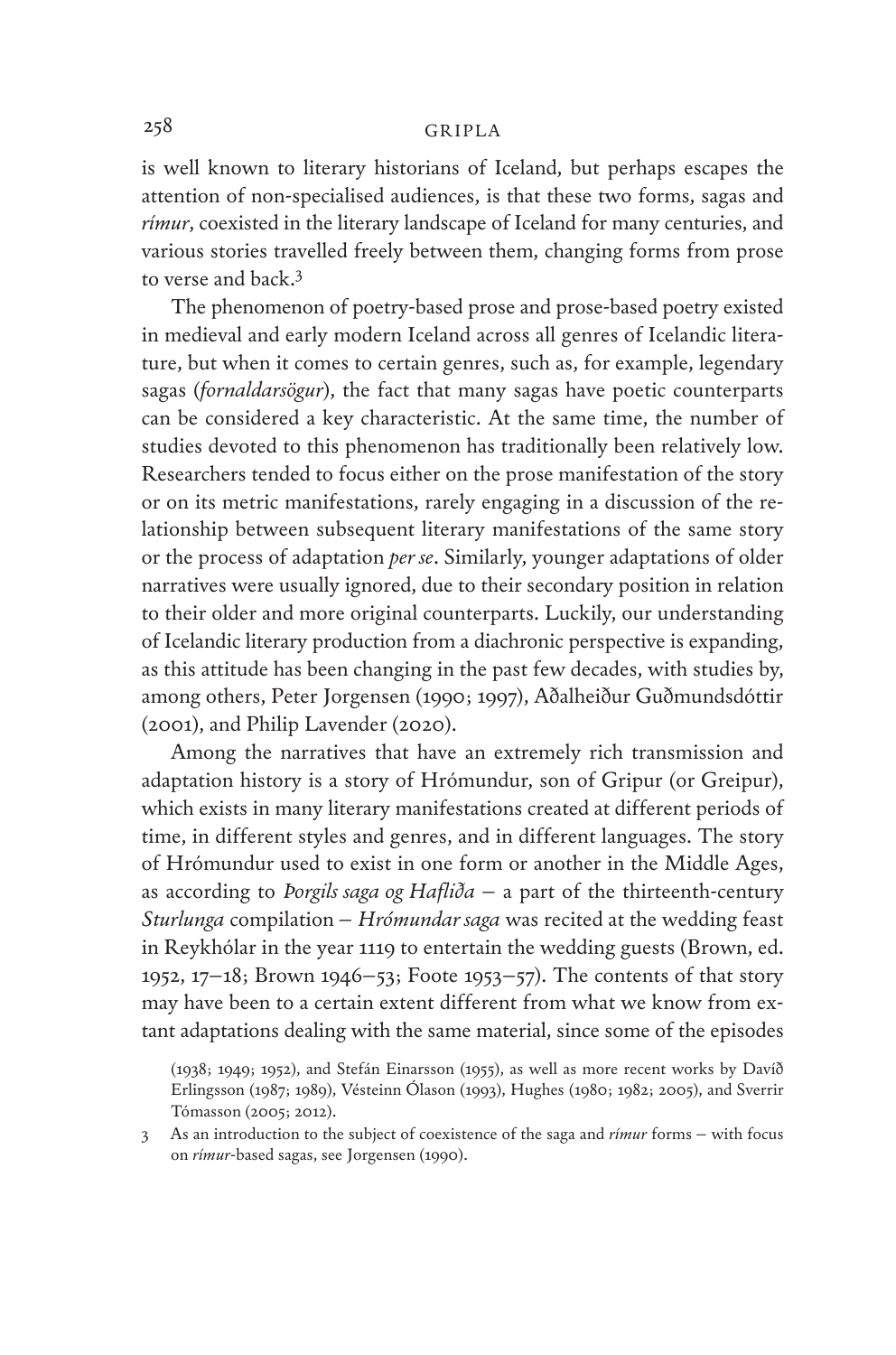is well known to literary historians of Iceland, but perhaps escapes the attention of non-specialised audiences, is that these two forms, sagas and *rímur*, coexisted in the literary landscape of Iceland for many centuries, and various stories travelled freely between them, changing forms from prose to verse and back.[3]

The phenomenon of poetry-based prose and prose-based poetry existed in medieval and early modern Iceland across all genres of Icelandic literature, but when it comes to certain genres, such as, for example, legendary sagas (*fornaldarsögur*), the fact that many sagas have poetic counterparts can be considered a key characteristic. At the same time, the number of studies devoted to this phenomenon has traditionally been relatively low. Researchers tended to focus either on the prose manifestation of the story or on its metric manifestations, rarely engaging in a discussion of the relationship between subsequent literary manifestations of the same story or the process of adaptation *per se*. Similarly, younger adaptations of older narratives were usually ignored, due to their secondary position in relation to their older and more original counterparts. Luckily, our understanding of Icelandic literary production from a diachronic perspective is expanding, as this attitude has been changing in the past few decades, with studies by, among others, Peter Jorgensen (1990; 1997), Aðalheiður Guðmundsdóttir (2001), and Philip Lavender (2020).

Among the narratives that have an extremely rich transmission and adaptation history is a story of Hrómundur, son of Gripur (or Greipur), which exists in many literary manifestations created at different periods of time, in different styles and genres, and in different languages. The story of Hrómundur used to exist in one form or another in the Middle Ages, as according to *Þorgils saga og Hafliða* – a part of the thirteenth-century *Sturlunga* compilation – *Hrómundar saga* was recited at the wedding feast in Reykhólar in the year 1119 to entertain the wedding guests (Brown, ed. 1952, 17–18; Brown 1946–53; Foote 1953–57). The contents of that story may have been to a certain extent different from what we know from extant adaptations dealing with the same material, since some of the episodes

(1938; 1949; 1952), and Stefán Einarsson (1955), as well as more recent works by Davíð Erlingsson (1987; 1989), Vésteinn Ólason (1993), Hughes (1980; 1982; 2005), and Sverrir Tómasson (2005; 2012).

3 As an introduction to the subject of coexistence of the saga and *rímur* forms – with focus on *rímur*-based sagas, see Jorgensen (1990).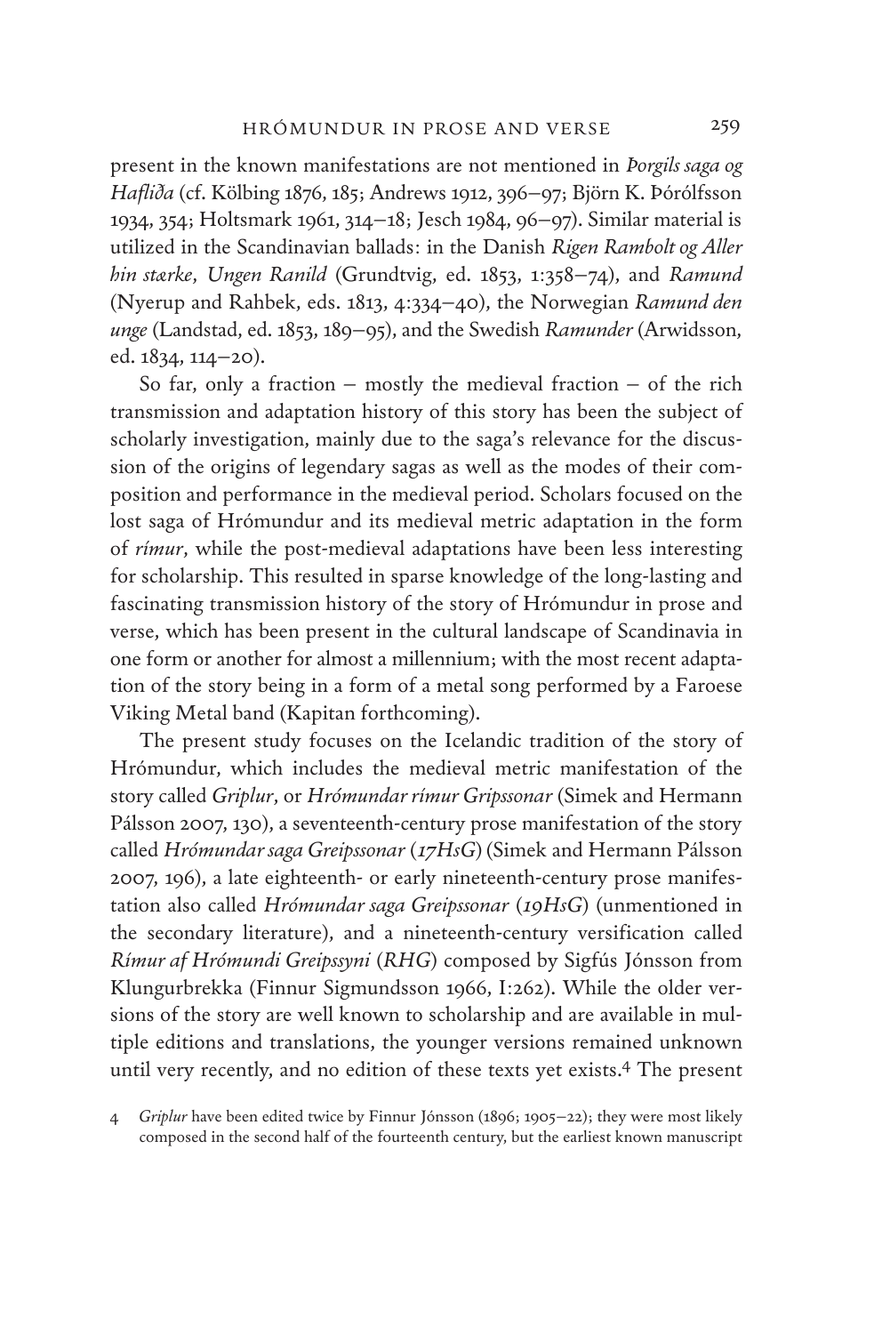present in the known manifestations are not mentioned in *Þorgils saga og Hafliða* (cf. Kölbing 1876, 185; Andrews 1912, 396–97; Björn K. Þórólfsson 1934, 354; Holtsmark 1961, 314–18; Jesch 1984, 96–97). Similar material is utilized in the Scandinavian ballads: in the Danish *Rigen Rambolt og Aller hin stærke*, *Ungen Ranild* (Grundtvig, ed. 1853, 1:358–74), and *Ramund* (Nyerup and Rahbek, eds. 1813, 4:334–40), the Norwegian *Ramund den unge* (Landstad, ed. 1853, 189–95), and the Swedish *Ramunder* (Arwidsson, ed. 1834, 114–20).

So far, only a fraction – mostly the medieval fraction – of the rich transmission and adaptation history of this story has been the subject of scholarly investigation, mainly due to the saga's relevance for the discussion of the origins of legendary sagas as well as the modes of their composition and performance in the medieval period. Scholars focused on the lost saga of Hrómundur and its medieval metric adaptation in the form of *rímur*, while the post-medieval adaptations have been less interesting for scholarship. This resulted in sparse knowledge of the long-lasting and fascinating transmission history of the story of Hrómundur in prose and verse, which has been present in the cultural landscape of Scandinavia in one form or another for almost a millennium; with the most recent adaptation of the story being in a form of a metal song performed by a Faroese Viking Metal band (Kapitan forthcoming).

The present study focuses on the Icelandic tradition of the story of Hrómundur, which includes the medieval metric manifestation of the story called *Griplur*, or *Hrómundar rímur Gripssonar* (Simek and Hermann Pálsson 2007, 130), a seventeenth-century prose manifestation of the story called *Hrómundar saga Greipssonar* (*17HsG*) (Simek and Hermann Pálsson 2007, 196), a late eighteenth- or early nineteenth-century prose manifestation also called *Hrómundar saga Greipssonar* (*19HsG*) (unmentioned in the secondary literature), and a nineteenth-century versification called *Rímur af Hrómundi Greipssyni* (*RHG*) composed by Sigfús Jónsson from Klungurbrekka (Finnur Sigmundsson 1966, I:262). While the older versions of the story are well known to scholarship and are available in multiple editions and translations, the younger versions remained unknown until very recently, and no edition of these texts yet exists.[4] The present

4 *Griplur* have been edited twice by Finnur Jónsson (1896; 1905–22); they were most likely composed in the second half of the fourteenth century, but the earliest known manuscript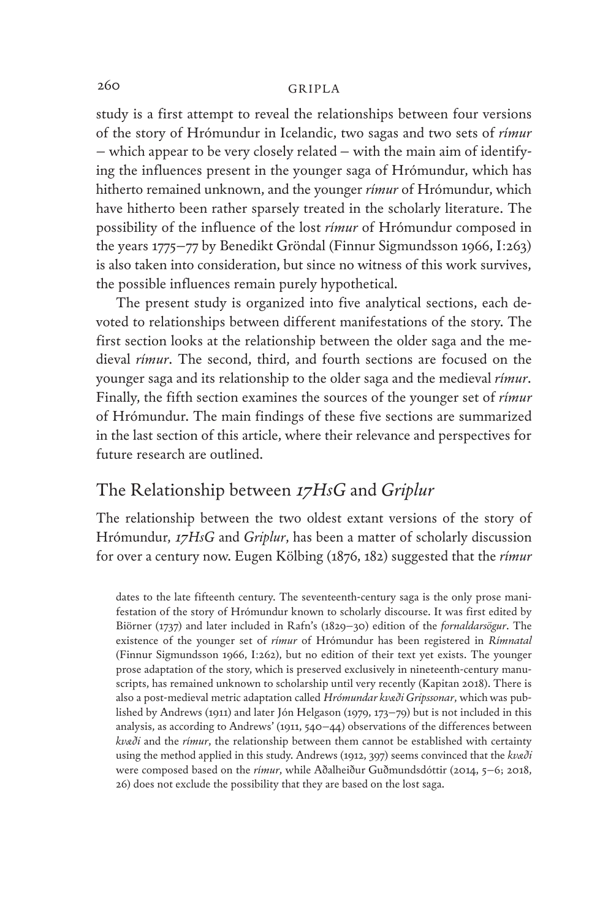study is a first attempt to reveal the relationships between four versions of the story of Hrómundur in Icelandic, two sagas and two sets of *rímur* – which appear to be very closely related – with the main aim of identifying the influences present in the younger saga of Hrómundur, which has hitherto remained unknown, and the younger *rímur* of Hrómundur, which have hitherto been rather sparsely treated in the scholarly literature. The possibility of the influence of the lost *rímur* of Hrómundur composed in the years 1775–77 by Benedikt Gröndal (Finnur Sigmundsson 1966, I:263) is also taken into consideration, but since no witness of this work survives, the possible influences remain purely hypothetical.

The present study is organized into five analytical sections, each devoted to relationships between different manifestations of the story. The first section looks at the relationship between the older saga and the medieval *rímur*. The second, third, and fourth sections are focused on the younger saga and its relationship to the older saga and the medieval *rímur*. Finally, the fifth section examines the sources of the younger set of *rímur* of Hrómundur. The main findings of these five sections are summarized in the last section of this article, where their relevance and perspectives for future research are outlined.

## The Relationship between *17HsG* and *Griplur*

The relationship between the two oldest extant versions of the story of Hrómundur, *17HsG* and *Griplur*, has been a matter of scholarly discussion for over a century now. Eugen Kölbing (1876, 182) suggested that the *rímur*

dates to the late fifteenth century. The seventeenth-century saga is the only prose manifestation of the story of Hrómundur known to scholarly discourse. It was first edited by Biörner (1737) and later included in Rafn's (1829–30) edition of the *fornaldarsögur*. The existence of the younger set of *rímur* of Hrómundur has been registered in *Rímnatal* (Finnur Sigmundsson 1966, I:262), but no edition of their text yet exists. The younger prose adaptation of the story, which is preserved exclusively in nineteenth-century manuscripts, has remained unknown to scholarship until very recently (Kapitan 2018). There is also a post-medieval metric adaptation called *Hrómundar kvæði Gripssonar*, which was published by Andrews (1911) and later Jón Helgason (1979, 173–79) but is not included in this analysis, as according to Andrews' (1911, 540–44) observations of the differences between *kvæði* and the *rímur*, the relationship between them cannot be established with certainty using the method applied in this study. Andrews (1912, 397) seems convinced that the *kvæði* were composed based on the *rímur*, while Aðalheiður Guðmundsdóttir (2014, 5–6; 2018, 26) does not exclude the possibility that they are based on the lost saga.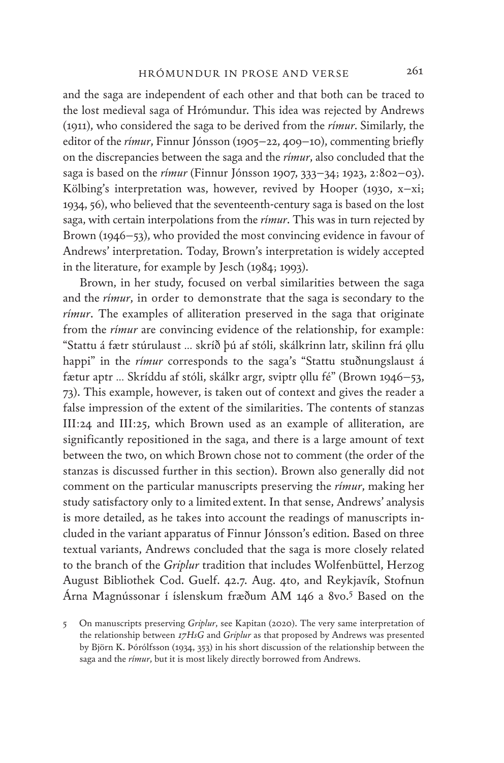and the saga are independent of each other and that both can be traced to the lost medieval saga of Hrómundur. This idea was rejected by Andrews (1911), who considered the saga to be derived from the *rímur*. Similarly, the editor of the *rímur*, Finnur Jónsson (1905–22, 409–10), commenting briefly on the discrepancies between the saga and the *rímur*, also concluded that the saga is based on the *rímur* (Finnur Jónsson 1907, 333–34; 1923, 2:802–03). Kölbing's interpretation was, however, revived by Hooper (1930, x–xi; 1934, 56), who believed that the seventeenth-century saga is based on the lost saga, with certain interpolations from the *rímur*. This was in turn rejected by Brown (1946–53), who provided the most convincing evidence in favour of Andrews' interpretation. Today, Brown's interpretation is widely accepted in the literature, for example by Jesch (1984; 1993).

Brown, in her study, focused on verbal similarities between the saga and the *rímur*, in order to demonstrate that the saga is secondary to the *rímur*. The examples of alliteration preserved in the saga that originate from the *rímur* are convincing evidence of the relationship, for example: "Stattu á fætr stúrulaust … skríð þú af stóli, skálkrinn latr, skilinn frá ǫllu happi" in the *rímur* corresponds to the saga's "Stattu stuðnungslaust á fætur aptr … Skríddu af stóli, skálkr argr, sviptr ǫllu fé" (Brown 1946–53, 73). This example, however, is taken out of context and gives the reader a false impression of the extent of the similarities. The contents of stanzas III:24 and III:25, which Brown used as an example of alliteration, are significantly repositioned in the saga, and there is a large amount of text between the two, on which Brown chose not to comment (the order of the stanzas is discussed further in this section). Brown also generally did not comment on the particular manuscripts preserving the *rímur*, making her study satisfactory only to a limited extent. In that sense, Andrews' analysis is more detailed, as he takes into account the readings of manuscripts included in the variant apparatus of Finnur Jónsson's edition. Based on three textual variants, Andrews concluded that the saga is more closely related to the branch of the *Griplur* tradition that includes Wolfenbüttel, Herzog August Bibliothek Cod. Guelf. 42.7. Aug. 4to, and Reykjavík, Stofnun Árna Magnússonar í íslenskum fræðum AM 146 a 8vo.[5] Based on the

5 On manuscripts preserving *Griplur*, see Kapitan (2020). The very same interpretation of the relationship between *17HsG* and *Griplur* as that proposed by Andrews was presented by Björn K. Þórólfsson (1934, 353) in his short discussion of the relationship between the saga and the *rímur*, but it is most likely directly borrowed from Andrews.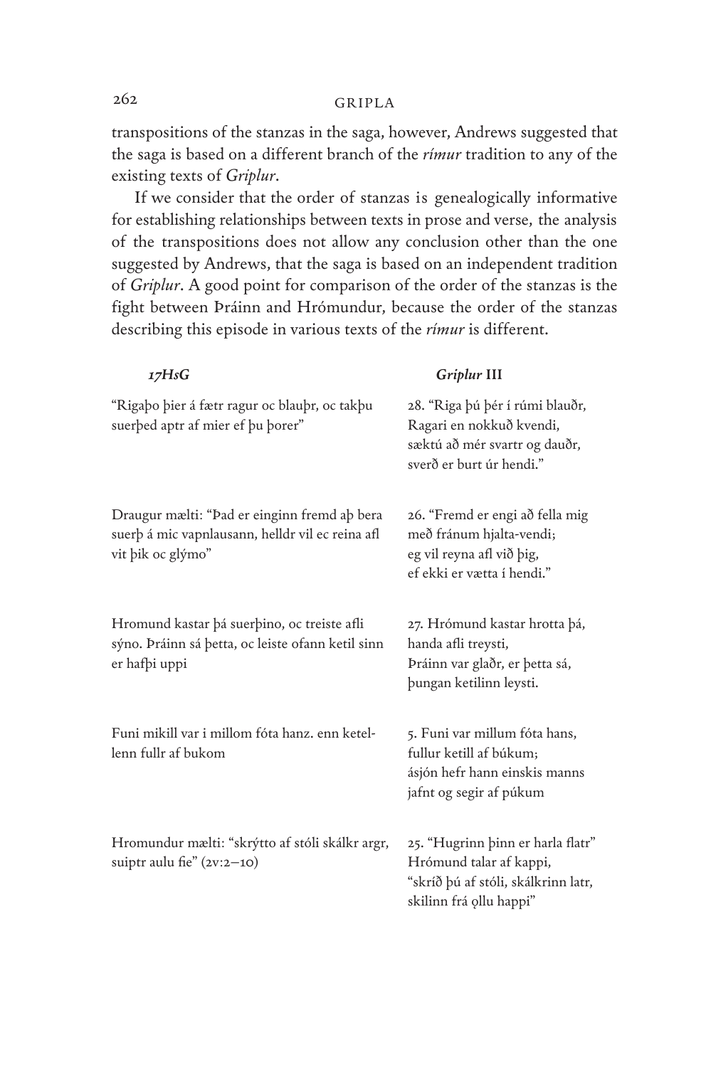transpositions of the stanzas in the saga, however, Andrews suggested that the saga is based on a different branch of the *rímur* tradition to any of the existing texts of *Griplur*.

If we consider that the order of stanzas is genealogically informative for establishing relationships between texts in prose and verse, the analysis of the transpositions does not allow any conclusion other than the one suggested by Andrews, that the saga is based on an independent tradition of *Griplur*. A good point for comparison of the order of the stanzas is the fight between Þráinn and Hrómundur, because the order of the stanzas describing this episode in various texts of the *rímur* is different.

| *17HsG* | *Griplur* III |
|---|---|
| "Rigaþo þier á fætr ragur oc blauþr, oc takþu suerþed aptr af mier ef þu þorer" | 28. "Riga þú þér í rúmi blauðr, Ragari en nokkuð kvendi, sæktú að mér svartr og dauðr, sverð er burt úr hendi." |
| Draugur mælti: "Þad er einginn fremd aþ bera suerþ á mic vapnlausann, helldr vil ec reina afl vit þik oc glýmo" | 26. "Fremd er engi að fella mig með fránum hjalta-vendi; eg vil reyna afl við þig, ef ekki er vætta í hendi." |
| Hromund kastar þá suerþino, oc treiste afli sýno. Þráinn sá þetta, oc leiste ofann ketil sinn er hafþi uppi | 27. Hrómund kastar hrotta þá, handa afli treysti, Þráinn var glaðr, er þetta sá, þungan ketilinn leysti. |
| Funi mikill var i millom fóta hanz. enn ketellenn fullr af bukom | 5. Funi var millum fóta hans, fullur ketill af búkum; ásjón hefr hann einskis manns jafnt og segir af púkum |
| Hromundur mælti: "skrýtto af stóli skálkr argr, suiptr aulu fie" (2v:2–10) | 25. "Hugrinn þinn er harla flatr" Hrómund talar af kappi, "skríð þú af stóli, skálkrinn latr, skilinn frá ǫllu happi" |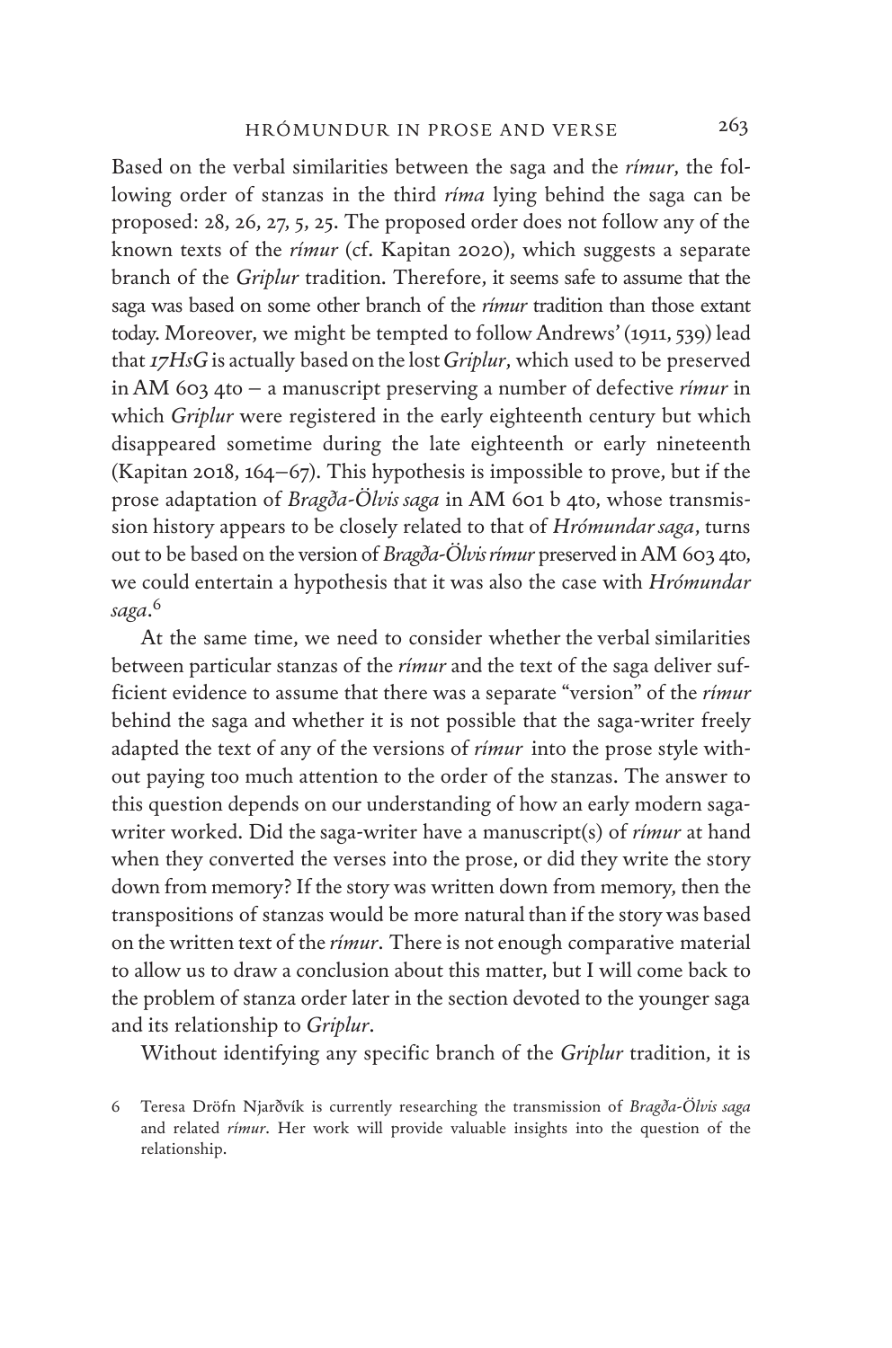Based on the verbal similarities between the saga and the *rímur*, the following order of stanzas in the third *ríma* lying behind the saga can be proposed: 28, 26, 27, 5, 25. The proposed order does not follow any of the known texts of the *rímur* (cf. Kapitan 2020), which suggests a separate branch of the *Griplur* tradition. Therefore, it seems safe to assume that the saga was based on some other branch of the *rímur* tradition than those extant today. Moreover, we might be tempted to follow Andrews' (1911, 539) lead that *17HsG* is actually based on the lost *Griplur*, which used to be preserved in AM 603 4to – a manuscript preserving a number of defective *rímur* in which *Griplur* were registered in the early eighteenth century but which disappeared sometime during the late eighteenth or early nineteenth (Kapitan 2018, 164–67). This hypothesis is impossible to prove, but if the prose adaptation of *Bragða-Ölvis saga* in AM 601 b 4to, whose transmission history appears to be closely related to that of *Hrómundar saga*, turns out to be based on the version of *Bragða-Ölvis rímur* preserved in AM 603 4to, we could entertain a hypothesis that it was also the case with *Hrómundar saga*.[6]

At the same time, we need to consider whether the verbal similarities between particular stanzas of the *rímur* and the text of the saga deliver sufficient evidence to assume that there was a separate "version" of the *rímur* behind the saga and whether it is not possible that the saga-writer freely adapted the text of any of the versions of *rímur* into the prose style without paying too much attention to the order of the stanzas. The answer to this question depends on our understanding of how an early modern saga-writer worked. Did the saga-writer have a manuscript(s) of *rímur* at hand when they converted the verses into the prose, or did they write the story down from memory? If the story was written down from memory, then the transpositions of stanzas would be more natural than if the story was based on the written text of the *rímur*. There is not enough comparative material to allow us to draw a conclusion about this matter, but I will come back to the problem of stanza order later in the section devoted to the younger saga and its relationship to *Griplur*.

Without identifying any specific branch of the *Griplur* tradition, it is

6 Teresa Dröfn Njarðvík is currently researching the transmission of *Bragða-Ölvis saga* and related *rímur*. Her work will provide valuable insights into the question of the relationship.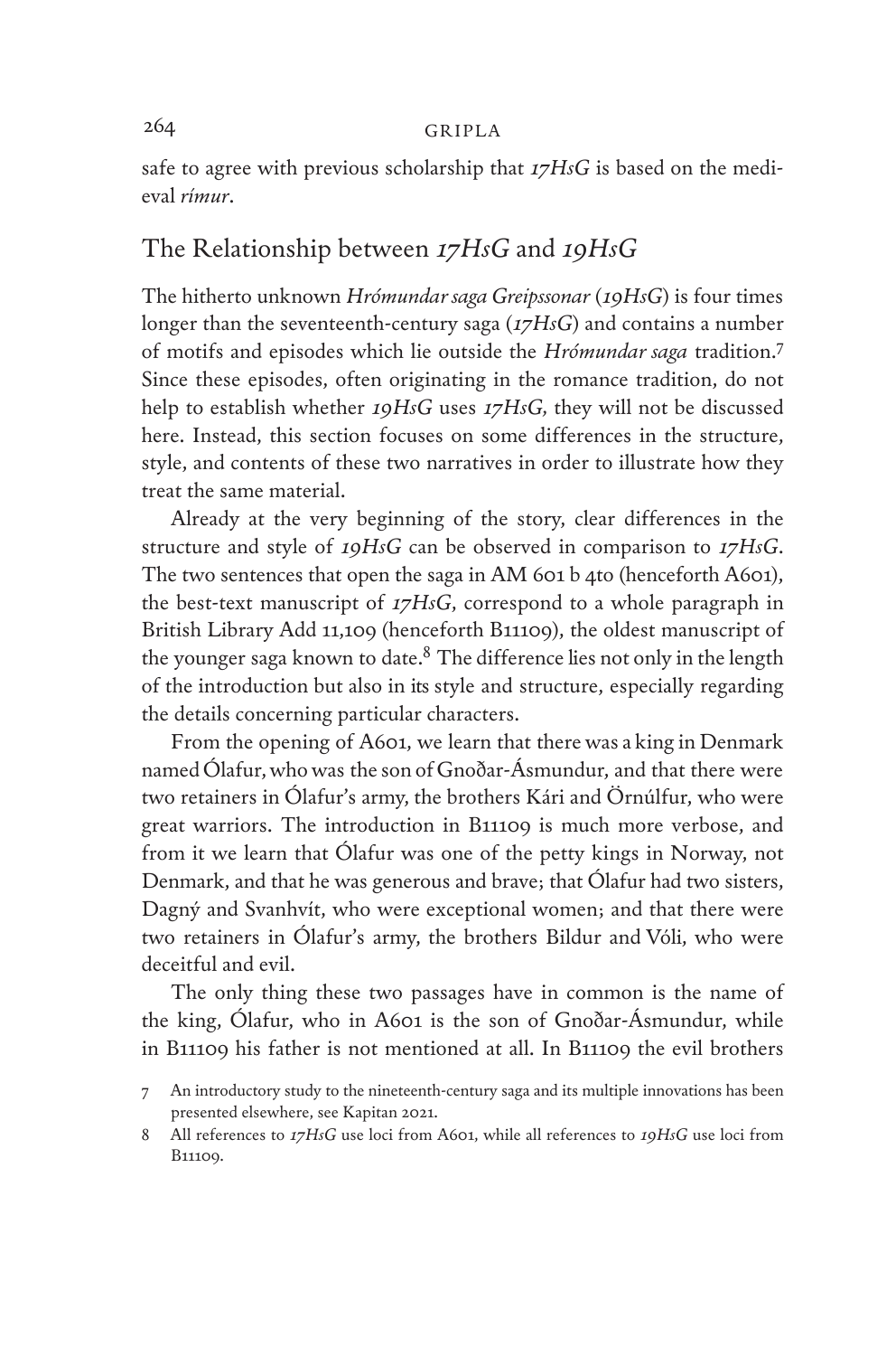safe to agree with previous scholarship that *17HsG* is based on the medieval *rímur*.

## The Relationship between *17HsG* and *19HsG*

The hitherto unknown *Hrómundar saga Greipssonar* (*19HsG*) is four times longer than the seventeenth-century saga (*17HsG*) and contains a number of motifs and episodes which lie outside the *Hrómundar saga* tradition.[7] Since these episodes, often originating in the romance tradition, do not help to establish whether *19HsG* uses *17HsG*, they will not be discussed here. Instead, this section focuses on some differences in the structure, style, and contents of these two narratives in order to illustrate how they treat the same material.

Already at the very beginning of the story, clear differences in the structure and style of *19HsG* can be observed in comparison to *17HsG*. The two sentences that open the saga in AM 601 b 4to (henceforth A601), the best-text manuscript of *17HsG*, correspond to a whole paragraph in British Library Add 11,109 (henceforth B11109), the oldest manuscript of the younger saga known to date.[8] The difference lies not only in the length of the introduction but also in its style and structure, especially regarding the details concerning particular characters.

From the opening of A601, we learn that there was a king in Denmark named Ólafur, who was the son of Gnoðar-Ásmundur, and that there were two retainers in Ólafur's army, the brothers Kári and Örnúlfur, who were great warriors. The introduction in B11109 is much more verbose, and from it we learn that Ólafur was one of the petty kings in Norway, not Denmark, and that he was generous and brave; that Ólafur had two sisters, Dagný and Svanhvít, who were exceptional women; and that there were two retainers in Ólafur's army, the brothers Bildur and Vóli, who were deceitful and evil.

The only thing these two passages have in common is the name of the king, Ólafur, who in A601 is the son of Gnoðar-Ásmundur, while in B11109 his father is not mentioned at all. In B11109 the evil brothers

7 An introductory study to the nineteenth-century saga and its multiple innovations has been presented elsewhere, see Kapitan 2021.

8 All references to *17HsG* use loci from A601, while all references to *19HsG* use loci from B11109.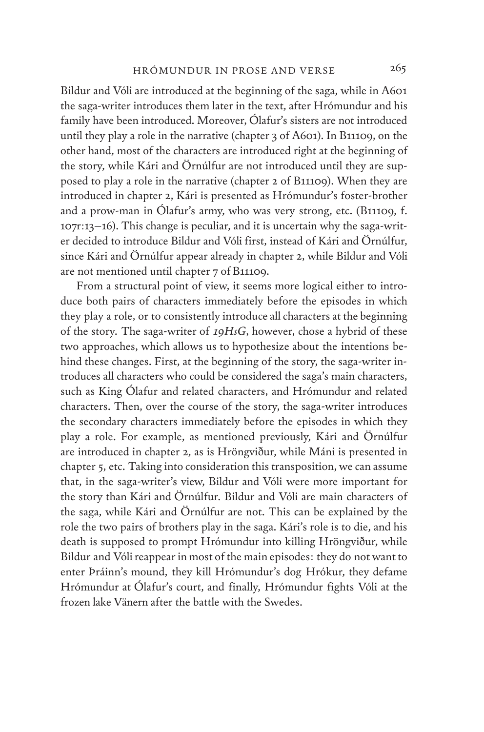Bildur and Vóli are introduced at the beginning of the saga, while in A601 the saga-writer introduces them later in the text, after Hrómundur and his family have been introduced. Moreover, Ólafur's sisters are not introduced until they play a role in the narrative (chapter 3 of A601). In B11109, on the other hand, most of the characters are introduced right at the beginning of the story, while Kári and Örnúlfur are not introduced until they are supposed to play a role in the narrative (chapter 2 of B11109). When they are introduced in chapter 2, Kári is presented as Hrómundur's foster-brother and a prow-man in Ólafur's army, who was very strong, etc. (B11109, f. 107r:13–16). This change is peculiar, and it is uncertain why the saga-writer decided to introduce Bildur and Vóli first, instead of Kári and Örnúlfur, since Kári and Örnúlfur appear already in chapter 2, while Bildur and Vóli are not mentioned until chapter 7 of B11109.

From a structural point of view, it seems more logical either to introduce both pairs of characters immediately before the episodes in which they play a role, or to consistently introduce all characters at the beginning of the story. The saga-writer of *19HsG*, however, chose a hybrid of these two approaches, which allows us to hypothesize about the intentions behind these changes. First, at the beginning of the story, the saga-writer introduces all characters who could be considered the saga's main characters, such as King Ólafur and related characters, and Hrómundur and related characters. Then, over the course of the story, the saga-writer introduces the secondary characters immediately before the episodes in which they play a role. For example, as mentioned previously, Kári and Örnúlfur are introduced in chapter 2, as is Hröngviður, while Máni is presented in chapter 5, etc. Taking into consideration this transposition, we can assume that, in the saga-writer's view, Bildur and Vóli were more important for the story than Kári and Örnúlfur. Bildur and Vóli are main characters of the saga, while Kári and Örnúlfur are not. This can be explained by the role the two pairs of brothers play in the saga. Kári's role is to die, and his death is supposed to prompt Hrómundur into killing Hröngviður, while Bildur and Vóli reappear in most of the main episodes: they do not want to enter Þráinn's mound, they kill Hrómundur's dog Hrókur, they defame Hrómundur at Ólafur's court, and finally, Hrómundur fights Vóli at the frozen lake Vänern after the battle with the Swedes.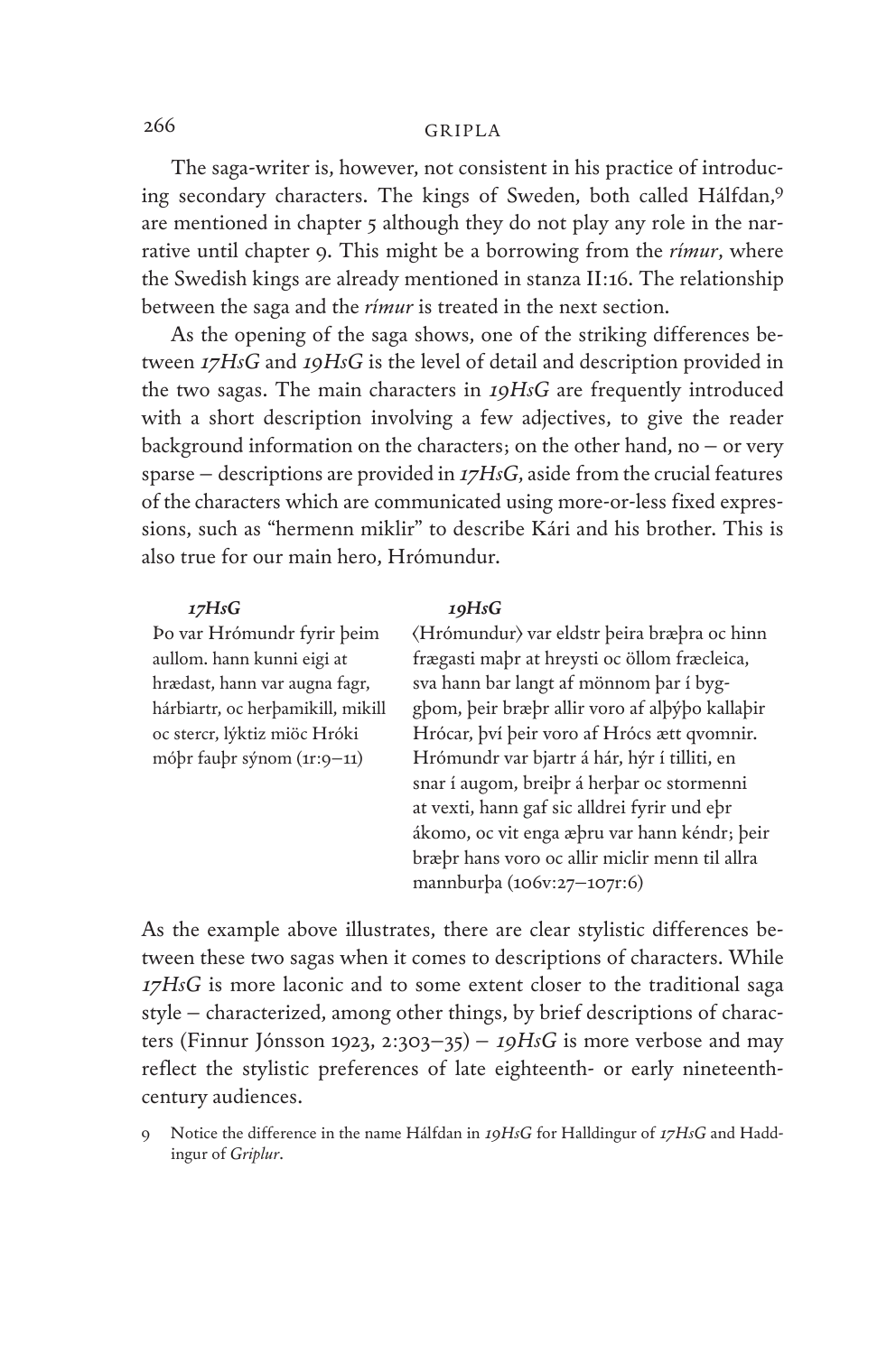The saga-writer is, however, not consistent in his practice of introducing secondary characters. The kings of Sweden, both called Hálfdan,[9] are mentioned in chapter 5 although they do not play any role in the narrative until chapter 9. This might be a borrowing from the *rímur*, where the Swedish kings are already mentioned in stanza II:16. The relationship between the saga and the *rímur* is treated in the next section.

As the opening of the saga shows, one of the striking differences between *17HsG* and *19HsG* is the level of detail and description provided in the two sagas. The main characters in *19HsG* are frequently introduced with a short description involving a few adjectives, to give the reader background information on the characters; on the other hand, no – or very sparse – descriptions are provided in *17HsG*, aside from the crucial features of the characters which are communicated using more-or-less fixed expressions, such as "hermenn miklir" to describe Kári and his brother. This is also true for our main hero, Hrómundur.

| *17HsG* | *19HsG* |
|---|---|
| Þo var Hrómundr fyrir þeim aullom. hann kunni eigi at hrædast, hann var augna fagr, hárbiartr, oc herþamikill, mikill oc stercr, lýktiz miöc Hróki móþr fauþr sýnom (1r:9–11) | ⟨Hrómundur⟩ var eldstr þeira bræþra oc hinn frægasti maþr at hreysti oc öllom fræcleica, sva hann bar langt af mönnom þar í byggþom, þeir bræþr allir voro af alþýþo kallaþir Hrócar, því þeir voro af Hrócs ætt qvomnir. Hrómundr var bjartr á hár, hýr í tilliti, en snar í augom, breiþr á herþar oc stormenni at vexti, hann gaf sic alldrei fyrir und eþr ákomo, oc vit enga æþru var hann kéndr; þeir bræþr hans voro oc allir miclir menn til allra mannburþa (106v:27–107r:6) |

As the example above illustrates, there are clear stylistic differences between these two sagas when it comes to descriptions of characters. While *17HsG* is more laconic and to some extent closer to the traditional saga style – characterized, among other things, by brief descriptions of characters (Finnur Jónsson 1923, 2:303–35) – *19HsG* is more verbose and may reflect the stylistic preferences of late eighteenth- or early nineteenth-century audiences.

9 Notice the difference in the name Hálfdan in *19HsG* for Halldingur of *17HsG* and Haddingur of *Griplur*.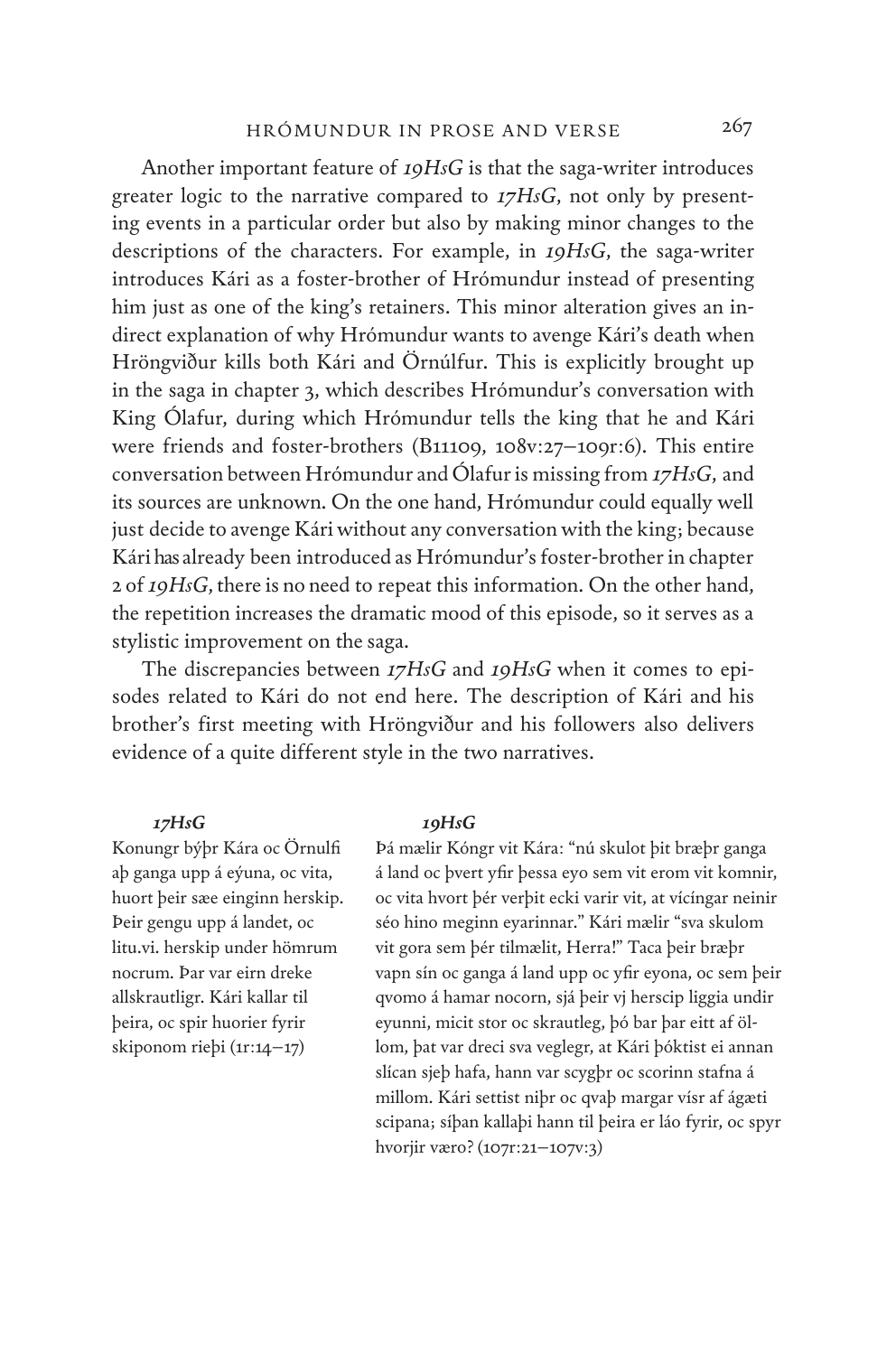Another important feature of *19HsG* is that the saga-writer introduces greater logic to the narrative compared to *17HsG*, not only by presenting events in a particular order but also by making minor changes to the descriptions of the characters. For example, in *19HsG*, the saga-writer introduces Kári as a foster-brother of Hrómundur instead of presenting him just as one of the king's retainers. This minor alteration gives an indirect explanation of why Hrómundur wants to avenge Kári's death when Hröngviður kills both Kári and Örnúlfur. This is explicitly brought up in the saga in chapter 3, which describes Hrómundur's conversation with King Ólafur, during which Hrómundur tells the king that he and Kári were friends and foster-brothers (B11109, 108v:27–109r:6). This entire conversation between Hrómundur and Ólafur is missing from *17HsG*, and its sources are unknown. On the one hand, Hrómundur could equally well just decide to avenge Kári without any conversation with the king; because Kári has already been introduced as Hrómundur's foster-brother in chapter 2 of *19HsG*, there is no need to repeat this information. On the other hand, the repetition increases the dramatic mood of this episode, so it serves as a stylistic improvement on the saga.

The discrepancies between *17HsG* and *19HsG* when it comes to episodes related to Kári do not end here. The description of Kári and his brother's first meeting with Hröngviður and his followers also delivers evidence of a quite different style in the two narratives.

***17HsG***

Konungr býþr Kára oc Örnulfi aþ ganga upp á eýuna, oc vita, huort þeir sæe einginn herskip. Þeir gengu upp á landet, oc litu.vi. herskip under hömrum nocrum. Þar var eirn dreke allskrautligr. Kári kallar til þeira, oc spir huorier fyrir skiponom rieþi (1r:14–17)

***19HsG***

Þá mælir Kóngr vit Kára: "nú skulot þit bræþr ganga á land oc þvert yfir þessa eyo sem vit erom vit komnir, oc vita hvort þér verþit ecki varir vit, at vícíngar neinir séo hino meginn eyarinnar." Kári mælir "sva skulom vit gora sem þér tilmælit, Herra!" Taca þeir bræþr vapn sín oc ganga á land upp oc yfir eyona, oc sem þeir qvomo á hamar nocorn, sjá þeir vj herscip liggia undir eyunni, micit stor oc skrautleg, þó bar þar eitt af öllom, þat var dreci sva veglegr, at Kári þóktist ei annan slícan sjeþ hafa, hann var scygþr oc scorinn stafna á millom. Kári settist niþr oc qvaþ margar vísr af ágæti scipana; síþan kallaþi hann til þeira er láo fyrir, oc spyr hvorjir væro? (107r:21–107v:3)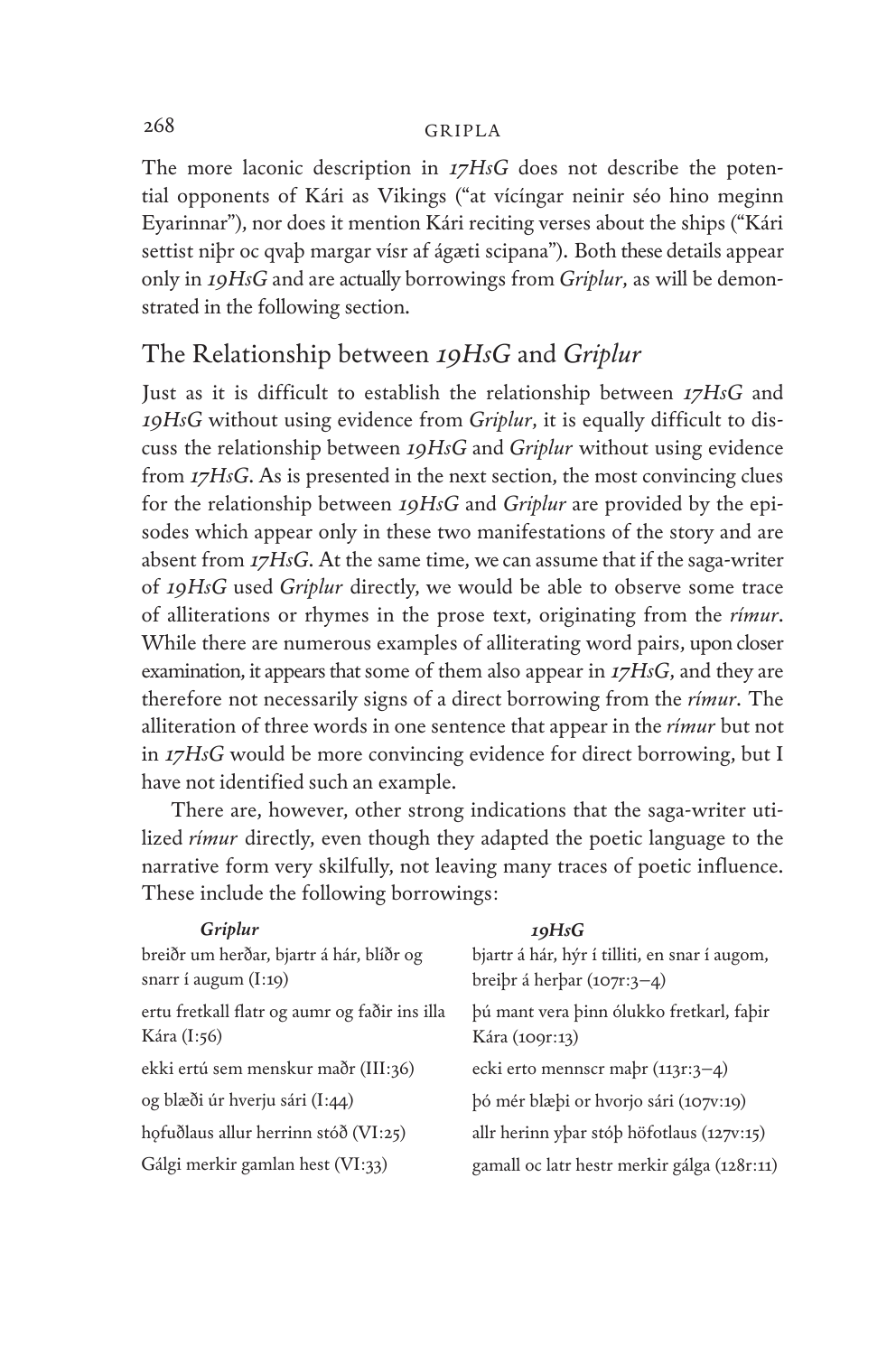The more laconic description in *17HsG* does not describe the potential opponents of Kári as Vikings ("at vícíngar neinir séo hino meginn Eyarinnar"), nor does it mention Kári reciting verses about the ships ("Kári settist niþr oc qvaþ margar vísr af ágæti scipana"). Both these details appear only in *19HsG* and are actually borrowings from *Griplur*, as will be demonstrated in the following section.

## The Relationship between *19HsG* and *Griplur*

Just as it is difficult to establish the relationship between *17HsG* and *19HsG* without using evidence from *Griplur*, it is equally difficult to discuss the relationship between *19HsG* and *Griplur* without using evidence from *17HsG*. As is presented in the next section, the most convincing clues for the relationship between *19HsG* and *Griplur* are provided by the episodes which appear only in these two manifestations of the story and are absent from *17HsG*. At the same time, we can assume that if the saga-writer of *19HsG* used *Griplur* directly, we would be able to observe some trace of alliterations or rhymes in the prose text, originating from the *rímur*. While there are numerous examples of alliterating word pairs, upon closer examination, it appears that some of them also appear in *17HsG*, and they are therefore not necessarily signs of a direct borrowing from the *rímur*. The alliteration of three words in one sentence that appear in the *rímur* but not in *17HsG* would be more convincing evidence for direct borrowing, but I have not identified such an example.

There are, however, other strong indications that the saga-writer utilized *rímur* directly, even though they adapted the poetic language to the narrative form very skilfully, not leaving many traces of poetic influence. These include the following borrowings:

| *Griplur* | *19HsG* |
|---|---|
| breiðr um herðar, bjartr á hár, blíðr og snarr í augum (I:19) | bjartr á hár, hýr í tilliti, en snar í augom, breiþr á herþar (107r:3–4) |
| ertu fretkall flatr og aumr og faðir ins illa Kára (I:56) | þú mant vera þinn ólukko fretkarl, faþir Kára (109r:13) |
| ekki ertú sem menskur maðr (III:36) | ecki erto mennscr maþr (113r:3–4) |
| og blæði úr hverju sári (I:44) | þó mér blæþi or hvorjo sári (107v:19) |
| hǫfuðlaus allur herrinn stóð (VI:25) | allr herinn yþar stóþ höfotlaus (127v:15) |
| Gálgi merkir gamlan hest (VI:33) | gamall oc latr hestr merkir gálga (128r:11) |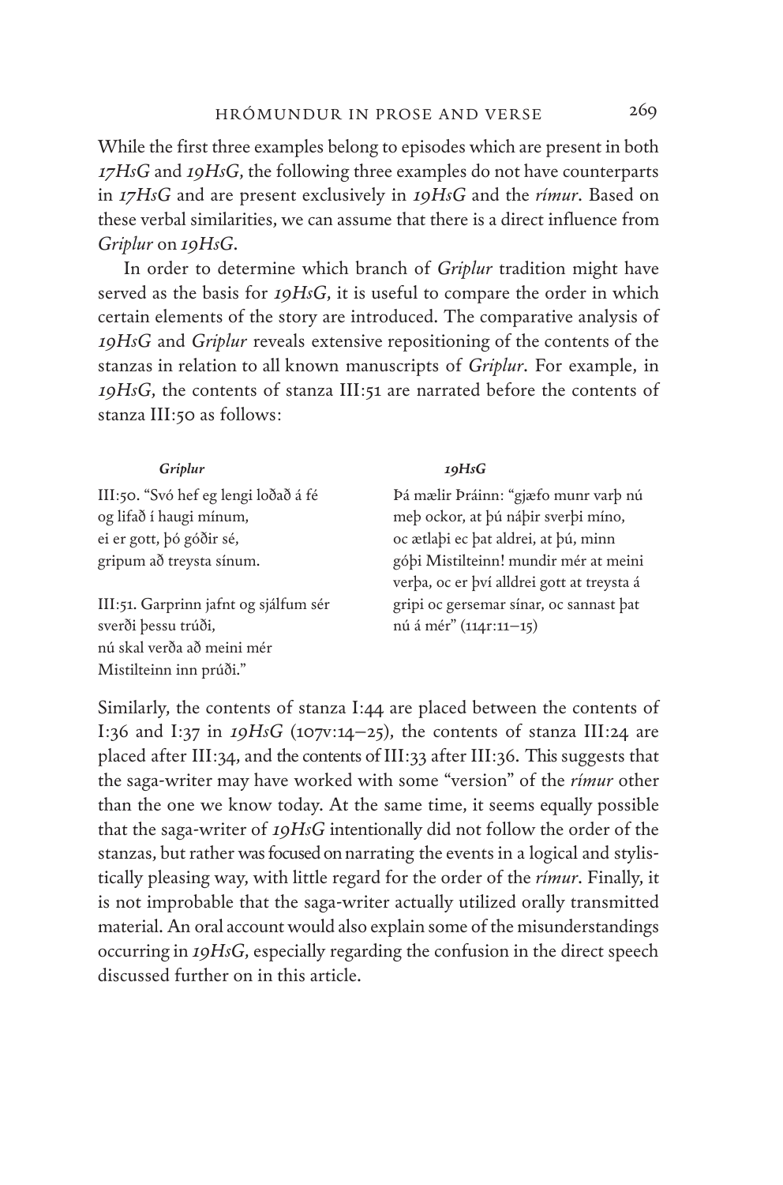While the first three examples belong to episodes which are present in both *17HsG* and *19HsG*, the following three examples do not have counterparts in *17HsG* and are present exclusively in *19HsG* and the *rímur*. Based on these verbal similarities, we can assume that there is a direct influence from *Griplur* on *19HsG*.

In order to determine which branch of *Griplur* tradition might have served as the basis for *19HsG*, it is useful to compare the order in which certain elements of the story are introduced. The comparative analysis of *19HsG* and *Griplur* reveals extensive repositioning of the contents of the stanzas in relation to all known manuscripts of *Griplur*. For example, in *19HsG*, the contents of stanza III:51 are narrated before the contents of stanza III:50 as follows:

| ***Griplur*** | ***19HsG*** |
| --- | --- |
| III:50. "Svó hef eg lengi loðað á fé<br>og lifað í haugi mínum,<br>ei er gott, þó góðir sé,<br>gripum að treysta sínum.<br><br>III:51. Garprinn jafnt og sjálfum sér<br>sverði þessu trúði,<br>nú skal verða að meini mér<br>Mistilteinn inn prúði." | Þá mælir Þráinn: "gjæfo munr varþ nú meþ ockor, at þú náþir sverþi míno, oc ætlaþi ec þat aldrei, at þú, minn góþi Mistilteinn! mundir mér at meini verþa, oc er því alldrei gott at treysta á gripi oc gersemar sínar, oc sannast þat nú á mér" (114r:11–15) |

Similarly, the contents of stanza I:44 are placed between the contents of I:36 and I:37 in *19HsG* (107v:14–25), the contents of stanza III:24 are placed after III:34, and the contents of III:33 after III:36. This suggests that the saga-writer may have worked with some "version" of the *rímur* other than the one we know today. At the same time, it seems equally possible that the saga-writer of *19HsG* intentionally did not follow the order of the stanzas, but rather was focused on narrating the events in a logical and stylistically pleasing way, with little regard for the order of the *rímur*. Finally, it is not improbable that the saga-writer actually utilized orally transmitted material. An oral account would also explain some of the misunderstandings occurring in *19HsG*, especially regarding the confusion in the direct speech discussed further on in this article.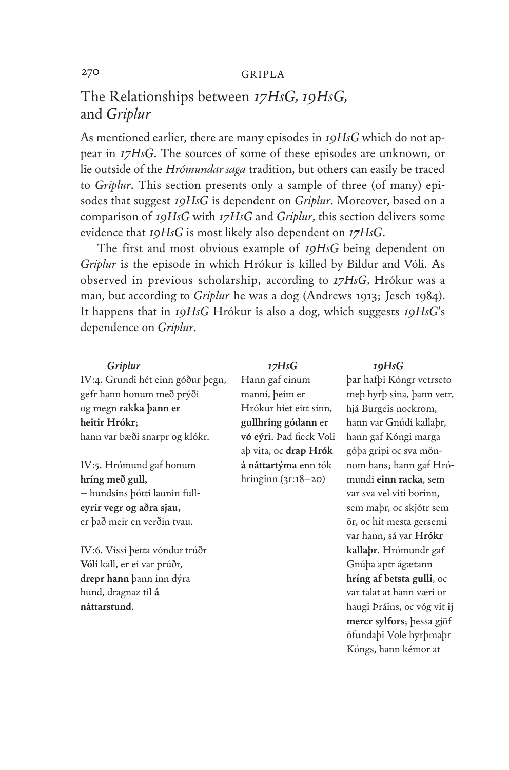## The Relationships between *17HsG*, *19HsG*, and *Griplur*

As mentioned earlier, there are many episodes in *19HsG* which do not appear in *17HsG*. The sources of some of these episodes are unknown, or lie outside of the *Hrómundar saga* tradition, but others can easily be traced to *Griplur*. This section presents only a sample of three (of many) episodes that suggest *19HsG* is dependent on *Griplur*. Moreover, based on a comparison of *19HsG* with *17HsG* and *Griplur*, this section delivers some evidence that *19HsG* is most likely also dependent on *17HsG*.

The first and most obvious example of *19HsG* being dependent on *Griplur* is the episode in which Hrókur is killed by Bildur and Vóli. As observed in previous scholarship, according to *17HsG*, Hrókur was a man, but according to *Griplur* he was a dog (Andrews 1913; Jesch 1984). It happens that in *19HsG* Hrókur is also a dog, which suggests *19HsG*'s dependence on *Griplur*.

| ***Griplur*** | ***17HsG*** | ***19HsG*** |
|---|---|---|
| IV:4. Grundi hét einn góður þegn, gefr hann honum með prýði og megn **rakka þann er heitir Hrókr**; hann var bæði snarpr og klókr.<br><br>IV:5. Hrómund gaf honum **hríng með gull,** – hundsins þótti launin full- **eyrir vegr og aðra sjau,** er það meir en verðin tvau.<br><br>IV:6. Vissi þetta vóndur trúðr **Vóli** kall, er ei var prúðr, **drepr hann** þann inn dýra hund, dragnaz til **á náttarstund**. | Hann gaf einum manni, þeim er Hrókur hiet eitt sinn, **gullhring gódann** er **vó eýri**. Þad fieck Voli aþ vita, oc **drap Hrók á náttartýma** enn tók hringinn (3r:18–20) | þar hafþi Kóngr vetrseto meþ hyrþ sína, þann vetr, hjá Burgeis nockrom, hann var Gnúdi kallaþr, hann gaf Kóngi marga góþa gripi oc sva mönnom hans; hann gaf Hrómundi **einn racka**, sem var sva vel viti borinn, sem maþr, oc skjótr sem ör, oc hit mesta gersemi var hann, sá var **Hrókr kallaþr**. Hrómundr gaf Gnúþa aptr ágætann **hríng af betsta gulli**, oc var talat at hann væri or haugi Þráins, oc vóg vit **ij mercr sylfors**; þessa gjöf öfundaþi Vole hyrþmaþr Kóngs, hann kémor at |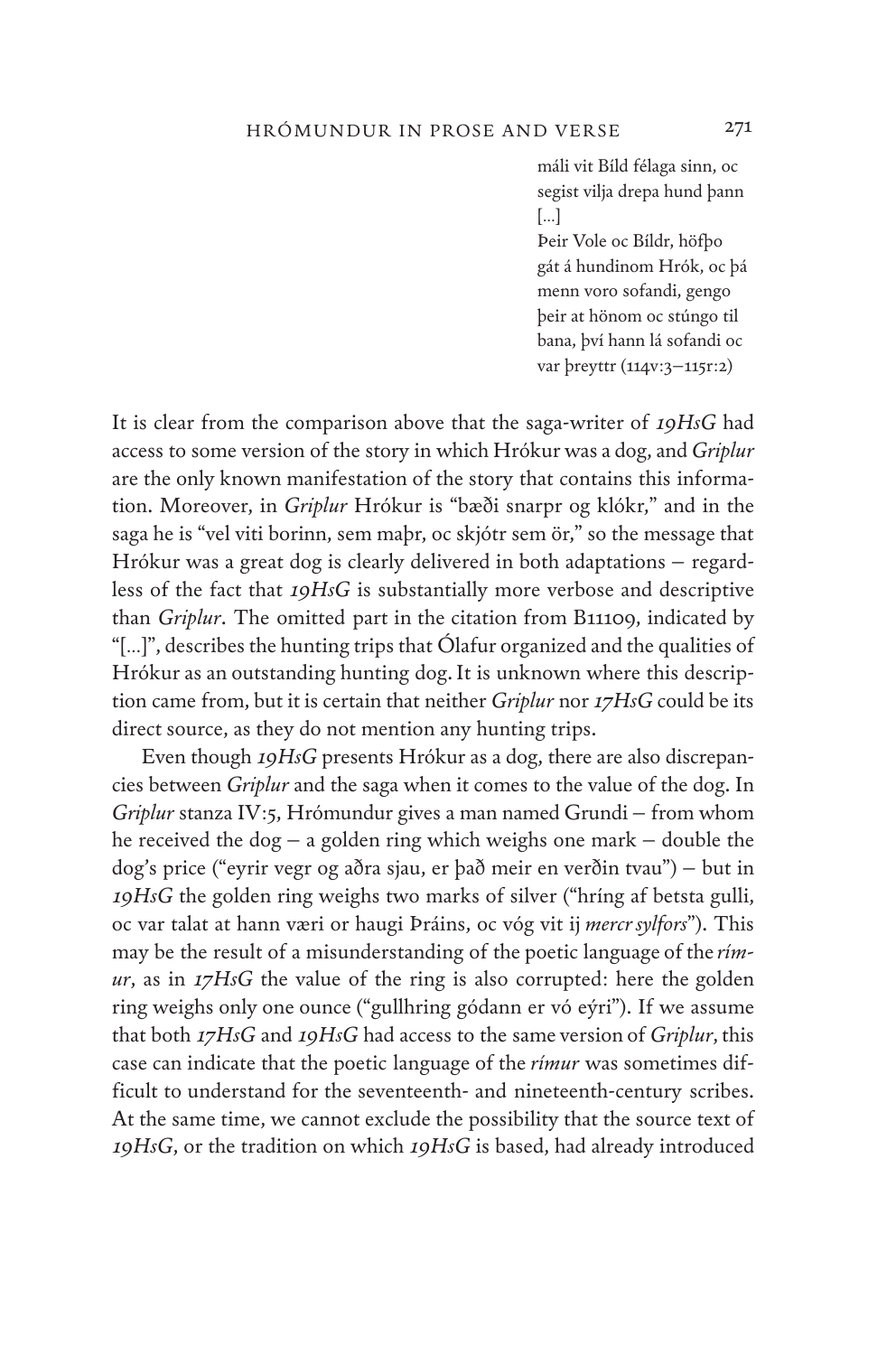máli vit Bíld félaga sinn, oc segist vilja drepa hund þann [...]
Þeir Vole oc Bíldr, höfþo gát á hundinom Hrók, oc þá menn voro sofandi, gengo þeir at hönom oc stúngo til bana, því hann lá sofandi oc var þreyttr (114v:3–115r:2)

It is clear from the comparison above that the saga-writer of *19HsG* had access to some version of the story in which Hrókur was a dog, and *Griplur* are the only known manifestation of the story that contains this information. Moreover, in *Griplur* Hrókur is "bæði snarpr og klókr," and in the saga he is "vel viti borinn, sem maþr, oc skjótr sem ör," so the message that Hrókur was a great dog is clearly delivered in both adaptations – regardless of the fact that *19HsG* is substantially more verbose and descriptive than *Griplur*. The omitted part in the citation from B11109, indicated by "[...]", describes the hunting trips that Ólafur organized and the qualities of Hrókur as an outstanding hunting dog. It is unknown where this description came from, but it is certain that neither *Griplur* nor *17HsG* could be its direct source, as they do not mention any hunting trips.

Even though *19HsG* presents Hrókur as a dog, there are also discrepancies between *Griplur* and the saga when it comes to the value of the dog. In *Griplur* stanza IV:5, Hrómundur gives a man named Grundi – from whom he received the dog – a golden ring which weighs one mark – double the dog's price ("eyrir vegr og aðra sjau, er það meir en verðin tvau") – but in *19HsG* the golden ring weighs two marks of silver ("hríng af betsta gulli, oc var talat at hann væri or haugi Þráins, oc vóg vit ij *mercr sylfors*"). This may be the result of a misunderstanding of the poetic language of the *rímur*, as in *17HsG* the value of the ring is also corrupted: here the golden ring weighs only one ounce ("gullhring gódann er vó eýri"). If we assume that both *17HsG* and *19HsG* had access to the same version of *Griplur*, this case can indicate that the poetic language of the *rímur* was sometimes difficult to understand for the seventeenth- and nineteenth-century scribes. At the same time, we cannot exclude the possibility that the source text of *19HsG*, or the tradition on which *19HsG* is based, had already introduced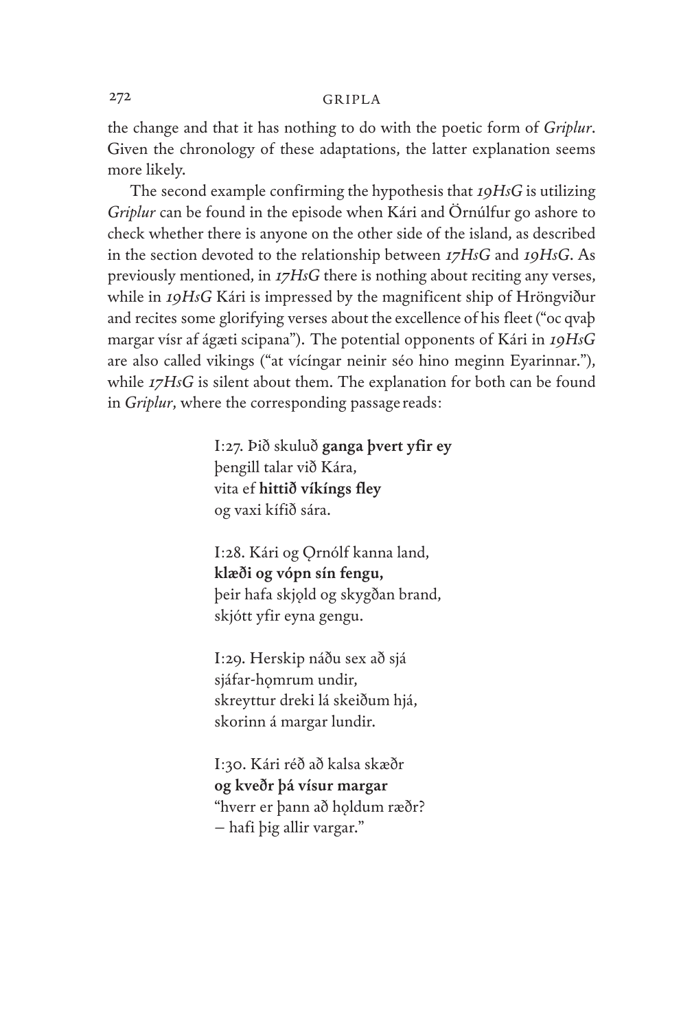the change and that it has nothing to do with the poetic form of *Griplur*. Given the chronology of these adaptations, the latter explanation seems more likely.

The second example confirming the hypothesis that *19HsG* is utilizing *Griplur* can be found in the episode when Kári and Örnúlfur go ashore to check whether there is anyone on the other side of the island, as described in the section devoted to the relationship between *17HsG* and *19HsG*. As previously mentioned, in *17HsG* there is nothing about reciting any verses, while in *19HsG* Kári is impressed by the magnificent ship of Hröngviður and recites some glorifying verses about the excellence of his fleet ("oc qvaþ margar vísr af ágæti scipana"). The potential opponents of Kári in *19HsG* are also called vikings ("at vícíngar neinir séo hino meginn Eyarinnar."), while *17HsG* is silent about them. The explanation for both can be found in *Griplur*, where the corresponding passage reads:

> I:27. Þið skuluð **ganga þvert yfir ey**
> þengill talar við Kára,
> vita ef **hittið víkings fley**
> og vaxi kífið sára.
>
> I:28. Kári og Ǫrnólf kanna land,
> **klæði og vópn sín fengu,**
> þeir hafa skjǫld og skygðan brand,
> skjótt yfir eyna gengu.
>
> I:29. Herskip náðu sex að sjá
> sjáfar-hǫmrum undir,
> skreyttur dreki lá skeiðum hjá,
> skorinn á margar lundir.
>
> I:30. Kári réð að kalsa skæðr
> **og kveðr þá vísur margar**
> "hverr er þann að hǫldum ræðr?
> – hafi þig allir vargar."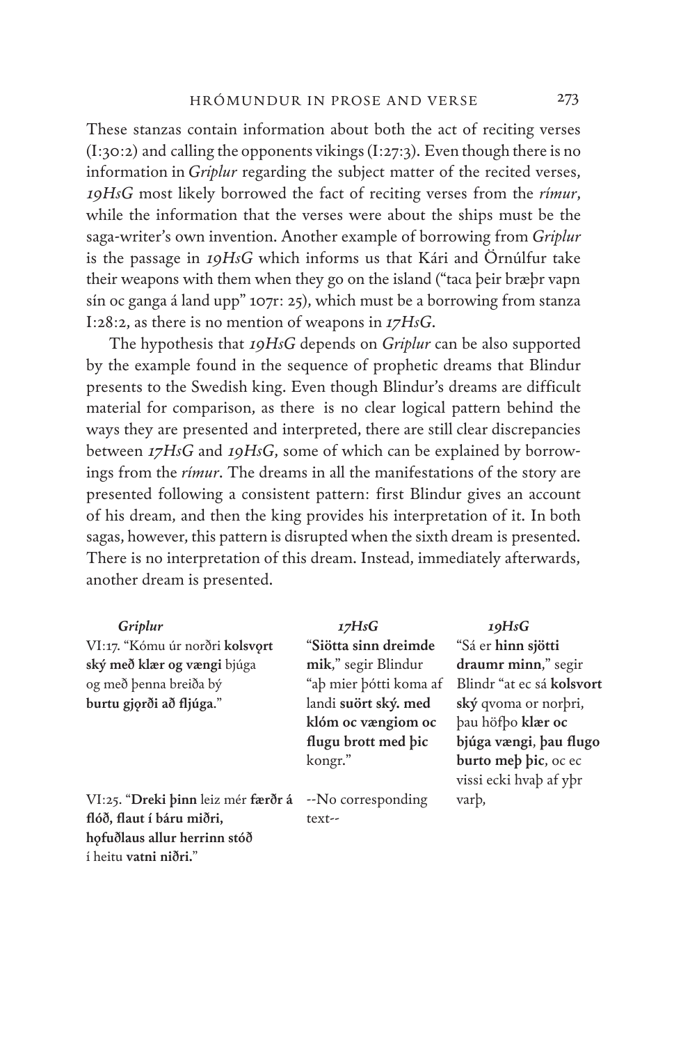These stanzas contain information about both the act of reciting verses (I:30:2) and calling the opponents vikings (I:27:3). Even though there is no information in *Griplur* regarding the subject matter of the recited verses, *19HsG* most likely borrowed the fact of reciting verses from the *rímur*, while the information that the verses were about the ships must be the saga-writer's own invention. Another example of borrowing from *Griplur* is the passage in *19HsG* which informs us that Kári and Örnúlfur take their weapons with them when they go on the island ("taca þeir bræþr vapn sín oc ganga á land upp" 107r: 25), which must be a borrowing from stanza I:28:2, as there is no mention of weapons in *17HsG*.

The hypothesis that *19HsG* depends on *Griplur* can be also supported by the example found in the sequence of prophetic dreams that Blindur presents to the Swedish king. Even though Blindur's dreams are difficult material for comparison, as there is no clear logical pattern behind the ways they are presented and interpreted, there are still clear discrepancies between *17HsG* and *19HsG*, some of which can be explained by borrowings from the *rímur*. The dreams in all the manifestations of the story are presented following a consistent pattern: first Blindur gives an account of his dream, and then the king provides his interpretation of it. In both sagas, however, this pattern is disrupted when the sixth dream is presented. There is no interpretation of this dream. Instead, immediately afterwards, another dream is presented.

| *Griplur* | *17HsG* | *19HsG* |
|---|---|---|
| VI:17. "Kómu úr norðri **kolsvǫrt ský með klær og vængi** bjúga og með þenna breiða bý **burtu gjǫrði að fljúga.**" | "**Siötta sinn dreimde mik**," segir Blindur "aþ mier þótti koma af landi **suört ský. med klóm oc vængiom oc flugu brott med þic** kongr." | "Sá er **hinn sjötti draumr minn**," segir Blindr "at ec sá **kolsvort ský** qvoma or norþri, þau höfþo **klær oc bjúga vængi**, **þau flugo burto meþ þic**, oc ec vissi ecki hvaþ af yþr varþ, |
| VI:25. "**Dreki þinn** leiz mér **færðr á flóð, flaut í báru miðri, hǫfuðlaus allur herrinn stóð** í heitu **vatni niðri.**" | --No corresponding text-- | |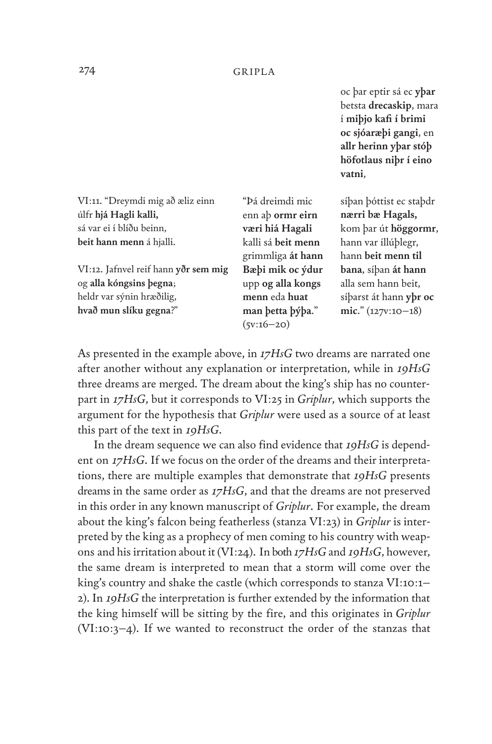| | | oc þar eptir sá ec **yþar** betsta **drecaskip**, mara í **miþjo kafi í brimi oc sjóaræþi gangi**, en **allr herinn yþar stóþ höfotlaus niþr í eino vatni**, |
|---|---|---|
| VI:11. "Dreymdi mig að æliz einn úlfr **hjá Hagli kalli,** sá var ei í blíðu beinn, **beit hann menn** á hjalli.<br><br>VI:12. Jafnvel reif hann **yðr sem mig** og **alla kóngsins þegna**; heldr var sýnin hræðilig, **hvað mun slíku gegna**?" | "Þá dreimdi mic enn aþ **ormr eirn væri hiá Hagali** kalli sá **beit menn** grimmliga **át hann Bæþi mik oc ýdur** upp **og alla kongs menn** eda **huat man þetta þýþa**." (5v:16–20) | síþan þóttist ec staþdr **nærri bæ Hagals,** kom þar út **höggormr**, hann var íllúþlegr, hann **beit menn til bana**, síþan **át hann** alla sem hann beit, síþarst át hann **yþr oc mic**." (127v:10–18) |

As presented in the example above, in *17HsG* two dreams are narrated one after another without any explanation or interpretation, while in *19HsG* three dreams are merged. The dream about the king's ship has no counterpart in *17HsG*, but it corresponds to VI:25 in *Griplur*, which supports the argument for the hypothesis that *Griplur* were used as a source of at least this part of the text in *19HsG*.

In the dream sequence we can also find evidence that *19HsG* is dependent on *17HsG*. If we focus on the order of the dreams and their interpretations, there are multiple examples that demonstrate that *19HsG* presents dreams in the same order as *17HsG*, and that the dreams are not preserved in this order in any known manuscript of *Griplur*. For example, the dream about the king's falcon being featherless (stanza VI:23) in *Griplur* is interpreted by the king as a prophecy of men coming to his country with weapons and his irritation about it (VI:24). In both *17HsG* and *19HsG*, however, the same dream is interpreted to mean that a storm will come over the king's country and shake the castle (which corresponds to stanza VI:10:1–2). In *19HsG* the interpretation is further extended by the information that the king himself will be sitting by the fire, and this originates in *Griplur* (VI:10:3–4). If we wanted to reconstruct the order of the stanzas that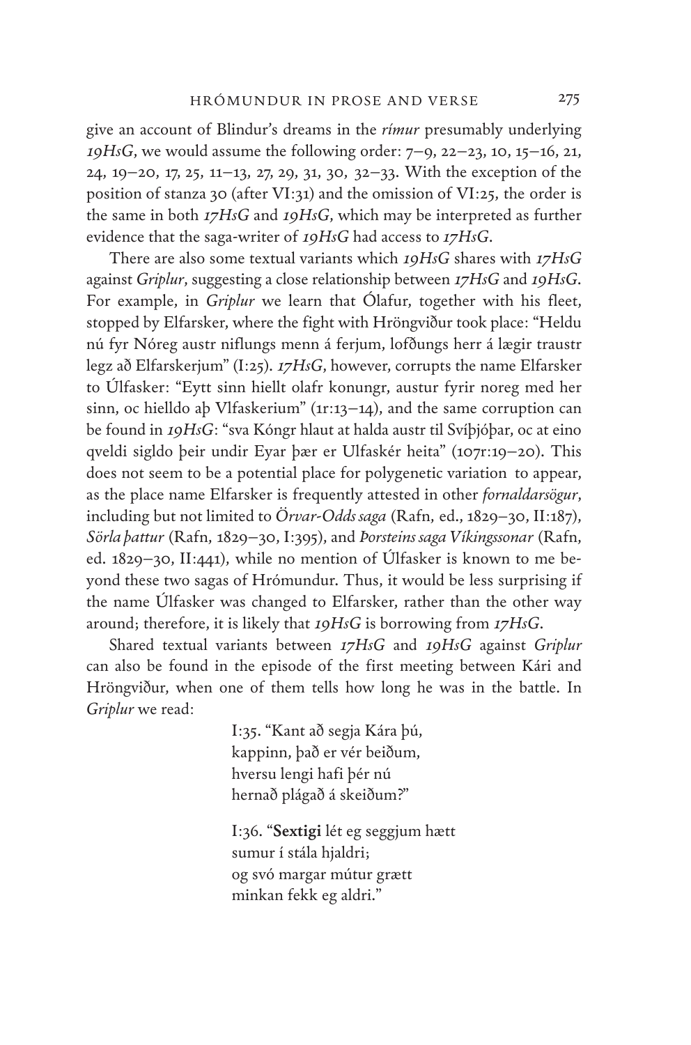give an account of Blindur's dreams in the *rímur* presumably underlying *19HsG*, we would assume the following order: 7–9, 22–23, 10, 15–16, 21, 24, 19–20, 17, 25, 11–13, 27, 29, 31, 30, 32–33. With the exception of the position of stanza 30 (after VI:31) and the omission of VI:25, the order is the same in both *17HsG* and *19HsG*, which may be interpreted as further evidence that the saga-writer of *19HsG* had access to *17HsG*.

There are also some textual variants which *19HsG* shares with *17HsG* against *Griplur*, suggesting a close relationship between *17HsG* and *19HsG*. For example, in *Griplur* we learn that Ólafur, together with his fleet, stopped by Elfarsker, where the fight with Hröngviður took place: "Heldu nú fyr Nóreg austr niflungs menn á ferjum, lofðungs herr á lægir traustr legz að Elfarskerjum" (I:25). *17HsG*, however, corrupts the name Elfarsker to Úlfasker: "Eytt sinn hiellt olafr konungr, austur fyrir noreg med her sinn, oc hielldo aþ Vlfaskerium" (1r:13–14), and the same corruption can be found in *19HsG*: "sva Kóngr hlaut at halda austr til Svíþjóþar, oc at eino qveldi sigldo þeir undir Eyar þær er Ulfaskér heita" (107r:19–20). This does not seem to be a potential place for polygenetic variation to appear, as the place name Elfarsker is frequently attested in other *fornaldarsögur*, including but not limited to *Örvar-Odds saga* (Rafn, ed., 1829–30, II:187), *Sörla þattur* (Rafn, 1829–30, I:395), and *Þorsteins saga Víkingssonar* (Rafn, ed. 1829–30, II:441), while no mention of Úlfasker is known to me beyond these two sagas of Hrómundur. Thus, it would be less surprising if the name Úlfasker was changed to Elfarsker, rather than the other way around; therefore, it is likely that *19HsG* is borrowing from *17HsG*.

Shared textual variants between *17HsG* and *19HsG* against *Griplur* can also be found in the episode of the first meeting between Kári and Hröngviður, when one of them tells how long he was in the battle. In *Griplur* we read:

> I:35. "Kant að segja Kára þú,
> kappinn, það er vér beiðum,
> hversu lengi hafi þér nú
> hernað plágað á skeiðum?"
>
> I:36. "**Sextigi** lét eg seggjum hætt
> sumur í stála hjaldri;
> og svó margar mútur grætt
> minkan fekk eg aldri."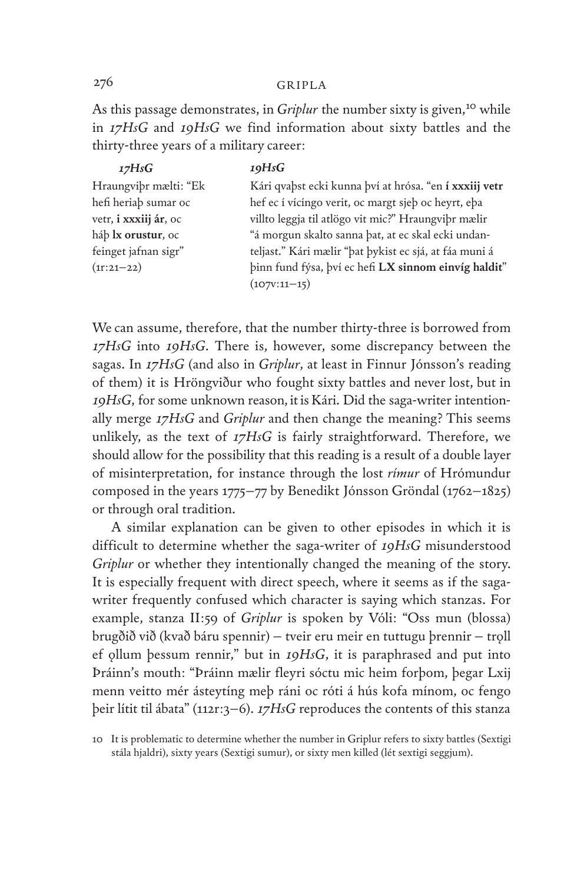As this passage demonstrates, in *Griplur* the number sixty is given,[10] while in *17HsG* and *19HsG* we find information about sixty battles and the thirty-three years of a military career:

| *17HsG* | *19HsG* |
|---|---|
| Hraungviþr mælti: "Ek hefi heriaþ sumar oc vetr, **i xxxiij ár**, oc háþ **lx orustur**, oc feinget jafnan sigr" (1r:21–22) | Kári qvaþst ecki kunna því at hrósa. "en **í xxxiij vetr** hef ec í vícíngo verit, oc margt sjeþ oc heyrt, eþa villto leggja til atlögo vit mic?" Hraungviþr mælir "á morgun skalto sanna þat, at ec skal ecki undanteljast." Kári mælir "þat þykist ec sjá, at fáa muni á þinn fund fýsa, því ec hefi **LX sinnom einvíg haldit**" (107v:11–15) |

We can assume, therefore, that the number thirty-three is borrowed from *17HsG* into *19HsG*. There is, however, some discrepancy between the sagas. In *17HsG* (and also in *Griplur*, at least in Finnur Jónsson's reading of them) it is Hröngviður who fought sixty battles and never lost, but in *19HsG*, for some unknown reason, it is Kári. Did the saga-writer intentionally merge *17HsG* and *Griplur* and then change the meaning? This seems unlikely, as the text of *17HsG* is fairly straightforward. Therefore, we should allow for the possibility that this reading is a result of a double layer of misinterpretation, for instance through the lost *rímur* of Hrómundur composed in the years 1775–77 by Benedikt Jónsson Gröndal (1762–1825) or through oral tradition.

A similar explanation can be given to other episodes in which it is difficult to determine whether the saga-writer of *19HsG* misunderstood *Griplur* or whether they intentionally changed the meaning of the story. It is especially frequent with direct speech, where it seems as if the saga-writer frequently confused which character is saying which stanzas. For example, stanza II:59 of *Griplur* is spoken by Vóli: "Oss mun (blossa) brugðið við (kvað báru spennir) – tveir eru meir en tuttugu þrennir – trǫll ef ǫllum þessum rennir," but in *19HsG*, it is paraphrased and put into Þráinn's mouth: "Þráinn mælir fleyri sóctu mic heim forþom, þegar Lxij menn veitto mér ásteytíng meþ ráni oc róti á hús kofa mínom, oc fengo þeir lítit til ábata" (112r:3–6). *17HsG* reproduces the contents of this stanza

10 It is problematic to determine whether the number in Griplur refers to sixty battles (Sextigi stála hjaldri), sixty years (Sextigi sumur), or sixty men killed (lét sextigi seggjum).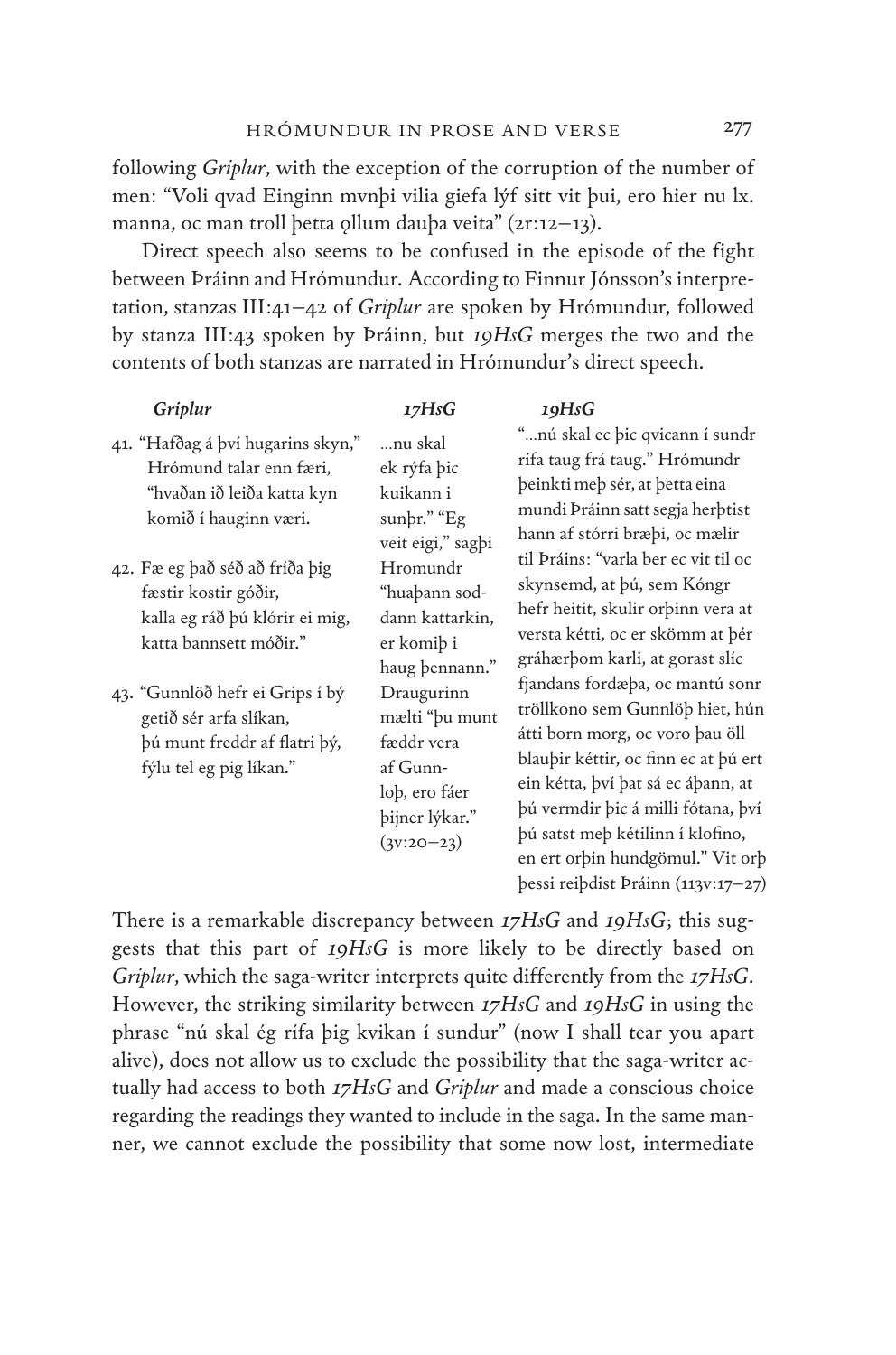following *Griplur*, with the exception of the corruption of the number of men: "Voli qvad Einginn mvnþi vilia giefa lýf sitt vit þui, ero hier nu lx. manna, oc man troll þetta ǫllum dauþa veita" (2r:12–13).

Direct speech also seems to be confused in the episode of the fight between Þráinn and Hrómundur. According to Finnur Jónsson's interpretation, stanzas III:41–42 of *Griplur* are spoken by Hrómundur, followed by stanza III:43 spoken by Þráinn, but *19HsG* merges the two and the contents of both stanzas are narrated in Hrómundur's direct speech.

| *Griplur* | *17HsG* | *19HsG* |
|---|---|---|
| 41. "Hafðag á því hugarins skyn," Hrómund talar enn færi, "hvaðan ið leiða katta kyn komið í hauginn væri.<br><br>42. Fæ eg það séð að fríða þig fæstir kostir góðir, kalla eg ráð þú klórir ei mig, katta bannsett móðir."<br><br>43. "Gunnlöð hefr ei Grips í bý getið sér arfa slíkan, þú munt freddr af flatri bý, fýlu tel eg þig líkan." | ...nu skal ek rýfa þic kuikann i sunþr." "Eg veit eigi," sagþi Hromundr "huaþann soddann kattarkin, er komiþ i haug þennann." Draugurinn mælti "þu munt fæddr vera af Gunnloþ, ero fáer þijner lýkar." (3v:20–23) | "...nú skal ec þic qvicann í sundr rífa taug frá taug." Hrómundr þeinkti með sér, at þetta eina mundi Þráinn satt segja herþtist hann af stórri bræþi, oc mælir til Þráins: "varla ber ec vit til oc skynsemd, at þú, sem Kóngr hefr heitit, skulir orþinn vera at versta kétti, oc er skömm at þér gráhærþom karli, at gorast slíc fjandans fordæþa, oc mantú sonr tröllkono sem Gunnlöþ hiet, hún átti born morg, oc voro þau öll blauþir kéttir, oc finn ec at þú ert ein kétta, því þat sá ec áþann, at þú vermdir þic á milli fótana, því þú satst með kétilinn í klofino, en ert orþin hundgömul." Vit orþ þessi reiþdist Þráinn (113v:17–27) |

There is a remarkable discrepancy between *17HsG* and *19HsG*; this suggests that this part of *19HsG* is more likely to be directly based on *Griplur*, which the saga-writer interprets quite differently from the *17HsG*. However, the striking similarity between *17HsG* and *19HsG* in using the phrase "nú skal ég rífa þig kvikan í sundur" (now I shall tear you apart alive), does not allow us to exclude the possibility that the saga-writer actually had access to both *17HsG* and *Griplur* and made a conscious choice regarding the readings they wanted to include in the saga. In the same manner, we cannot exclude the possibility that some now lost, intermediate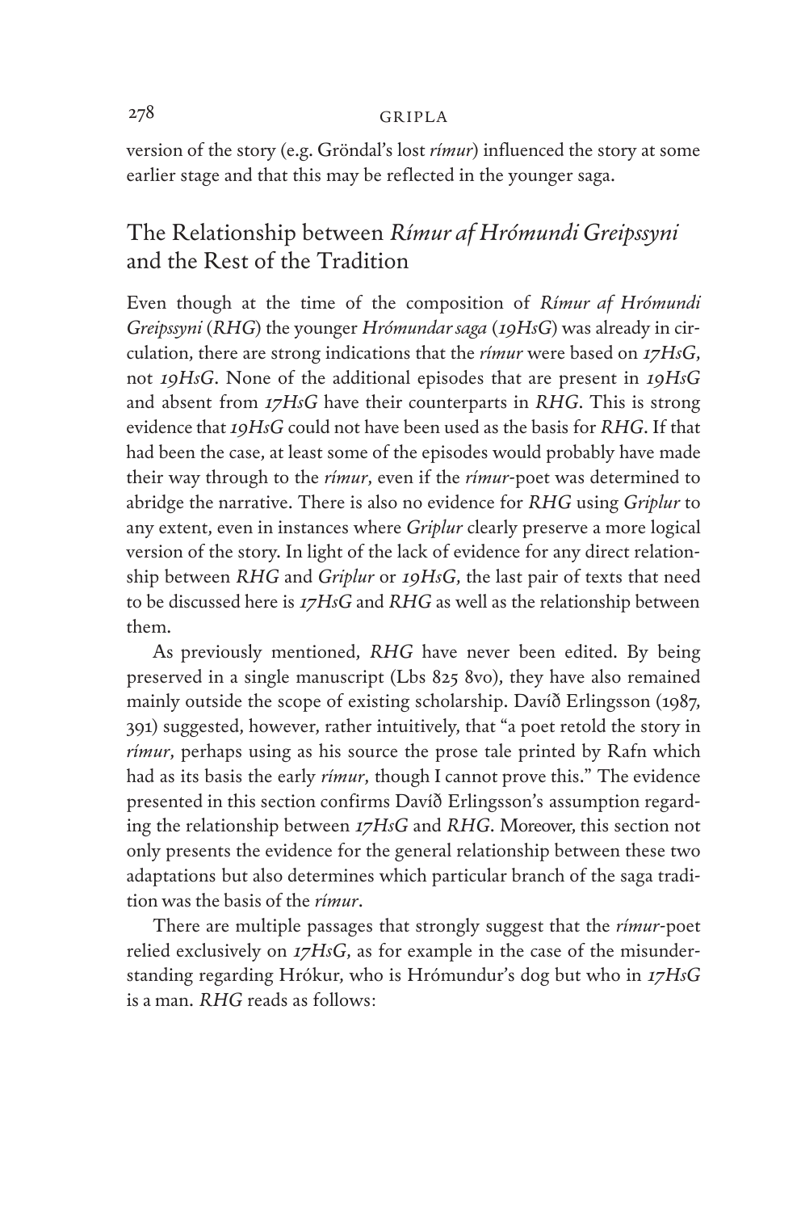version of the story (e.g. Gröndal's lost *rímur*) influenced the story at some earlier stage and that this may be reflected in the younger saga.

## The Relationship between *Rímur af Hrómundi Greipssyni* and the Rest of the Tradition

Even though at the time of the composition of *Rímur af Hrómundi Greipssyni* (*RHG*) the younger *Hrómundar saga* (*19HsG*) was already in circulation, there are strong indications that the *rímur* were based on *17HsG*, not *19HsG*. None of the additional episodes that are present in *19HsG* and absent from *17HsG* have their counterparts in *RHG*. This is strong evidence that *19HsG* could not have been used as the basis for *RHG*. If that had been the case, at least some of the episodes would probably have made their way through to the *rímur*, even if the *rímur*-poet was determined to abridge the narrative. There is also no evidence for *RHG* using *Griplur* to any extent, even in instances where *Griplur* clearly preserve a more logical version of the story. In light of the lack of evidence for any direct relationship between *RHG* and *Griplur* or *19HsG*, the last pair of texts that need to be discussed here is *17HsG* and *RHG* as well as the relationship between them.

As previously mentioned, *RHG* have never been edited. By being preserved in a single manuscript (Lbs 825 8vo), they have also remained mainly outside the scope of existing scholarship. Davíð Erlingsson (1987, 391) suggested, however, rather intuitively, that "a poet retold the story in *rímur*, perhaps using as his source the prose tale printed by Rafn which had as its basis the early *rímur*, though I cannot prove this." The evidence presented in this section confirms Davíð Erlingsson's assumption regarding the relationship between *17HsG* and *RHG*. Moreover, this section not only presents the evidence for the general relationship between these two adaptations but also determines which particular branch of the saga tradition was the basis of the *rímur*.

There are multiple passages that strongly suggest that the *rímur*-poet relied exclusively on *17HsG*, as for example in the case of the misunderstanding regarding Hrókur, who is Hrómundur's dog but who in *17HsG* is a man. *RHG* reads as follows: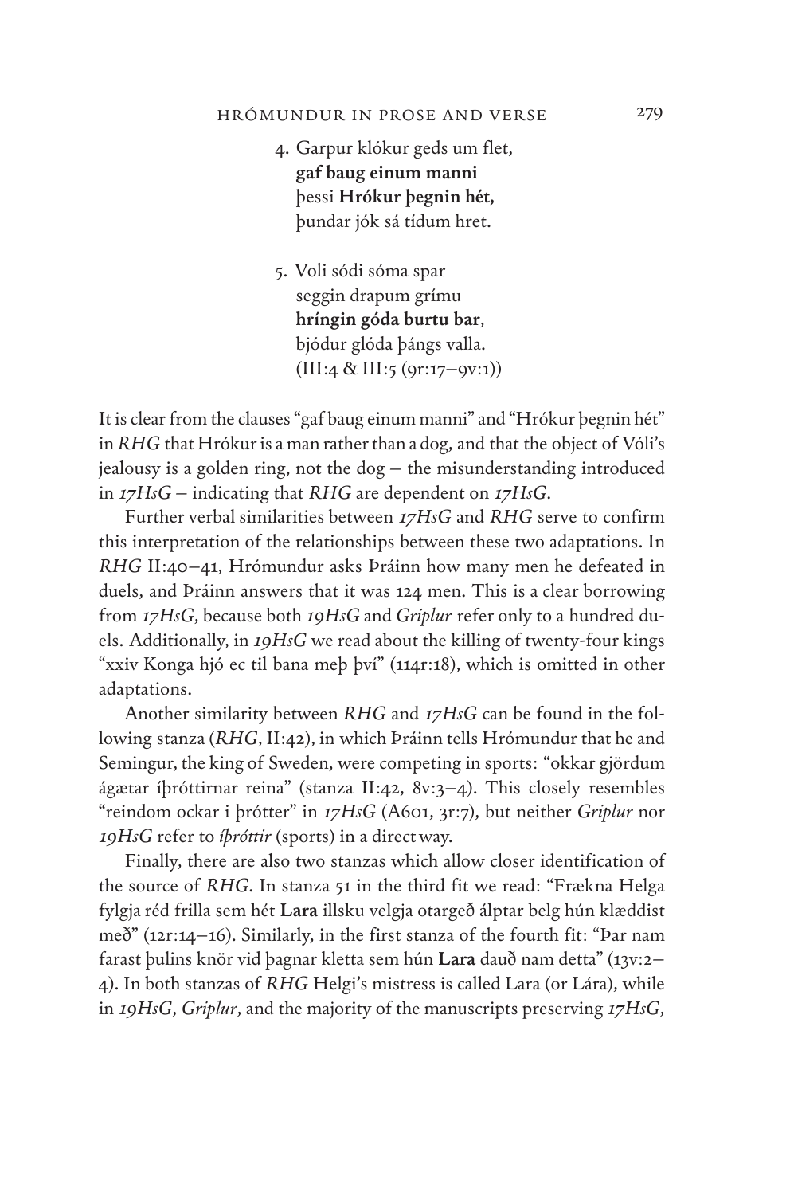4. Garpur klókur geds um flet,
   **gaf baug einum manni**
   þessi **Hrókur þegnin hét,**
   þundar jók sá tídum hret.

5. Voli sódi sóma spar
   seggin drapum grímu
   **hríngin góda burtu bar**,
   bjódur glóda þángs valla.
   (III:4 & III:5 (9r:17–9v:1))

It is clear from the clauses "gaf baug einum manni" and "Hrókur þegnin hét" in *RHG* that Hrókur is a man rather than a dog, and that the object of Vóli's jealousy is a golden ring, not the dog – the misunderstanding introduced in *17HsG* – indicating that *RHG* are dependent on *17HsG*.

Further verbal similarities between *17HsG* and *RHG* serve to confirm this interpretation of the relationships between these two adaptations. In *RHG* II:40–41, Hrómundur asks Þráinn how many men he defeated in duels, and Þráinn answers that it was 124 men. This is a clear borrowing from *17HsG*, because both *19HsG* and *Griplur* refer only to a hundred duels. Additionally, in *19HsG* we read about the killing of twenty-four kings "xxiv Konga hjó ec til bana meþ því" (114r:18), which is omitted in other adaptations.

Another similarity between *RHG* and *17HsG* can be found in the following stanza (*RHG*, II:42), in which Þráinn tells Hrómundur that he and Semingur, the king of Sweden, were competing in sports: "okkar gjördum ágætar íþróttirnar reina" (stanza II:42, 8v:3–4). This closely resembles "reindom ockar i þrótter" in *17HsG* (A601, 3r:7), but neither *Griplur* nor *19HsG* refer to *íþróttir* (sports) in a direct way.

Finally, there are also two stanzas which allow closer identification of the source of *RHG*. In stanza 51 in the third fit we read: "Frækna Helga fylgja réd frilla sem hét **Lara** illsku velgja otargeð álptar belg hún klæddist með" (12r:14–16). Similarly, in the first stanza of the fourth fit: "Þar nam farast þulins knör vid þagnar kletta sem hún **Lara** dauð nam detta" (13v:2–4). In both stanzas of *RHG* Helgi's mistress is called Lara (or Lára), while in *19HsG*, *Griplur*, and the majority of the manuscripts preserving *17HsG*,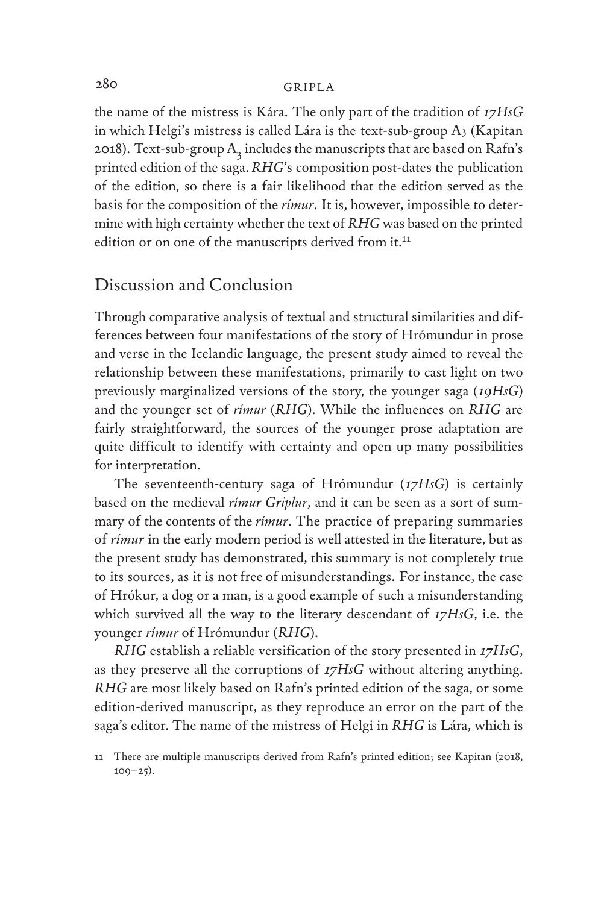the name of the mistress is Kára. The only part of the tradition of *17HsG* in which Helgi's mistress is called Lára is the text-sub-group A3 (Kapitan 2018). Text-sub-group $A_3$ includes the manuscripts that are based on Rafn's printed edition of the saga. *RHG*'s composition post-dates the publication of the edition, so there is a fair likelihood that the edition served as the basis for the composition of the *rímur*. It is, however, impossible to determine with high certainty whether the text of *RHG* was based on the printed edition or on one of the manuscripts derived from it.[11]

## Discussion and Conclusion

Through comparative analysis of textual and structural similarities and differences between four manifestations of the story of Hrómundur in prose and verse in the Icelandic language, the present study aimed to reveal the relationship between these manifestations, primarily to cast light on two previously marginalized versions of the story, the younger saga (*19HsG*) and the younger set of *rímur* (*RHG*). While the influences on *RHG* are fairly straightforward, the sources of the younger prose adaptation are quite difficult to identify with certainty and open up many possibilities for interpretation.

The seventeenth-century saga of Hrómundur (*17HsG*) is certainly based on the medieval *rímur Griplur*, and it can be seen as a sort of summary of the contents of the *rímur*. The practice of preparing summaries of *rímur* in the early modern period is well attested in the literature, but as the present study has demonstrated, this summary is not completely true to its sources, as it is not free of misunderstandings. For instance, the case of Hrókur, a dog or a man, is a good example of such a misunderstanding which survived all the way to the literary descendant of *17HsG*, i.e. the younger *rímur* of Hrómundur (*RHG*).

*RHG* establish a reliable versification of the story presented in *17HsG*, as they preserve all the corruptions of *17HsG* without altering anything. *RHG* are most likely based on Rafn's printed edition of the saga, or some edition-derived manuscript, as they reproduce an error on the part of the saga's editor. The name of the mistress of Helgi in *RHG* is Lára, which is

11 There are multiple manuscripts derived from Rafn's printed edition; see Kapitan (2018, 109–25).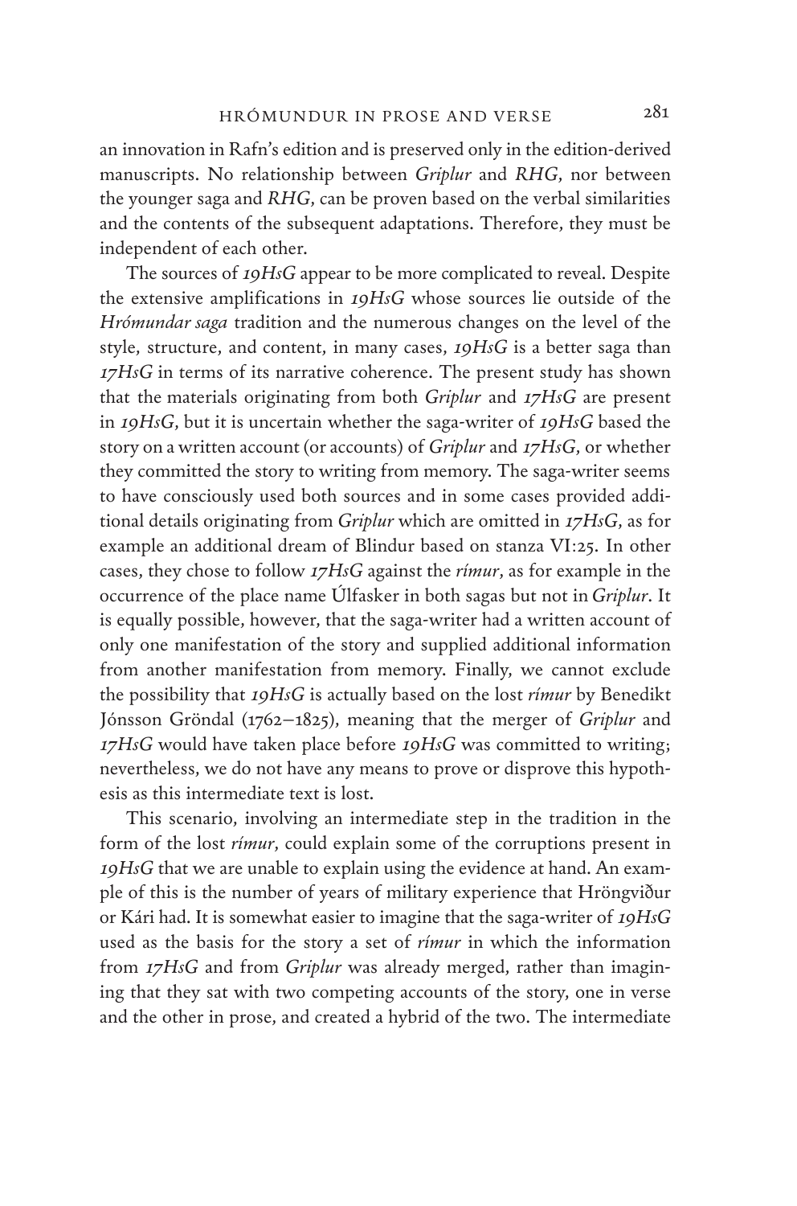an innovation in Rafn's edition and is preserved only in the edition-derived manuscripts. No relationship between *Griplur* and *RHG*, nor between the younger saga and *RHG*, can be proven based on the verbal similarities and the contents of the subsequent adaptations. Therefore, they must be independent of each other.

The sources of *19HsG* appear to be more complicated to reveal. Despite the extensive amplifications in *19HsG* whose sources lie outside of the *Hrómundar saga* tradition and the numerous changes on the level of the style, structure, and content, in many cases, *19HsG* is a better saga than *17HsG* in terms of its narrative coherence. The present study has shown that the materials originating from both *Griplur* and *17HsG* are present in *19HsG*, but it is uncertain whether the saga-writer of *19HsG* based the story on a written account (or accounts) of *Griplur* and *17HsG*, or whether they committed the story to writing from memory. The saga-writer seems to have consciously used both sources and in some cases provided additional details originating from *Griplur* which are omitted in *17HsG*, as for example an additional dream of Blindur based on stanza VI:25. In other cases, they chose to follow *17HsG* against the *rímur*, as for example in the occurrence of the place name Úlfasker in both sagas but not in *Griplur*. It is equally possible, however, that the saga-writer had a written account of only one manifestation of the story and supplied additional information from another manifestation from memory. Finally, we cannot exclude the possibility that *19HsG* is actually based on the lost *rímur* by Benedikt Jónsson Gröndal (1762–1825), meaning that the merger of *Griplur* and *17HsG* would have taken place before *19HsG* was committed to writing; nevertheless, we do not have any means to prove or disprove this hypothesis as this intermediate text is lost.

This scenario, involving an intermediate step in the tradition in the form of the lost *rímur*, could explain some of the corruptions present in *19HsG* that we are unable to explain using the evidence at hand. An example of this is the number of years of military experience that Hröngviður or Kári had. It is somewhat easier to imagine that the saga-writer of *19HsG* used as the basis for the story a set of *rímur* in which the information from *17HsG* and from *Griplur* was already merged, rather than imagining that they sat with two competing accounts of the story, one in verse and the other in prose, and created a hybrid of the two. The intermediate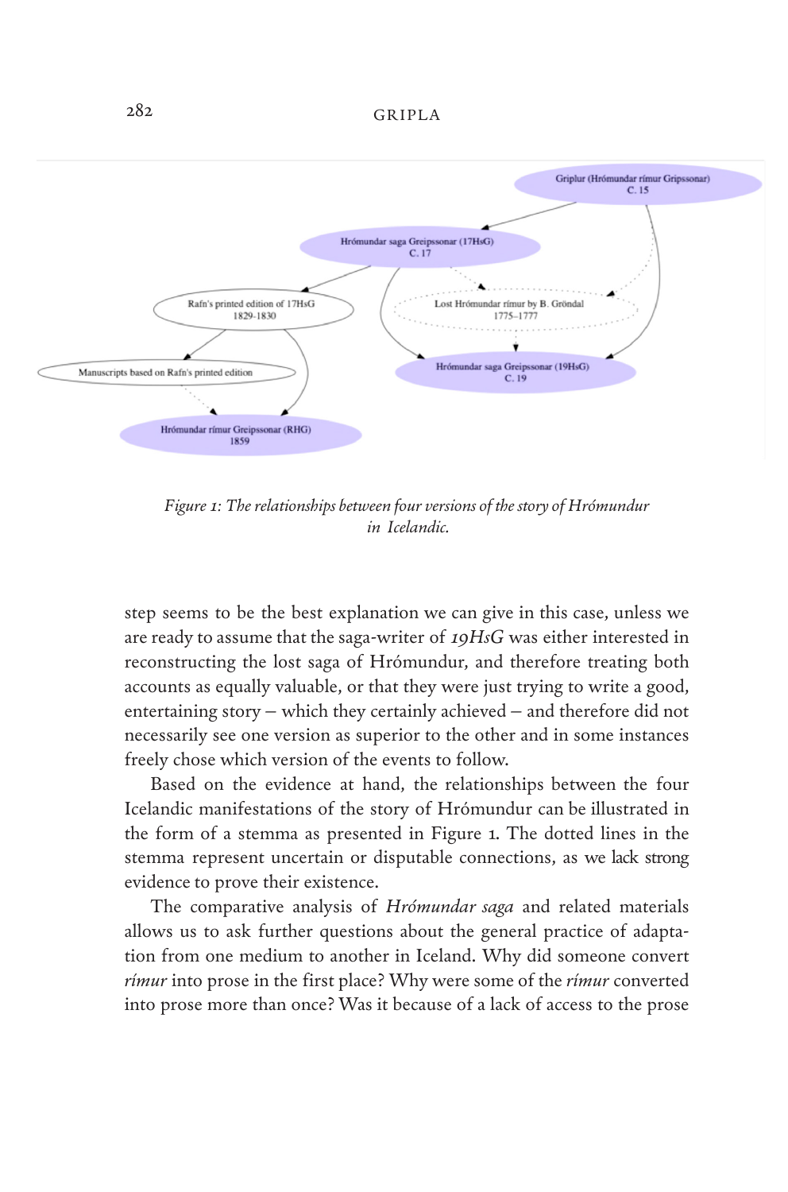*Figure 1: The relationships between four versions of the story of Hrómundur in Icelandic.*

step seems to be the best explanation we can give in this case, unless we are ready to assume that the saga-writer of *19HsG* was either interested in reconstructing the lost saga of Hrómundur, and therefore treating both accounts as equally valuable, or that they were just trying to write a good, entertaining story – which they certainly achieved – and therefore did not necessarily see one version as superior to the other and in some instances freely chose which version of the events to follow.

Based on the evidence at hand, the relationships between the four Icelandic manifestations of the story of Hrómundur can be illustrated in the form of a stemma as presented in Figure 1. The dotted lines in the stemma represent uncertain or disputable connections, as we lack strong evidence to prove their existence.

The comparative analysis of *Hrómundar saga* and related materials allows us to ask further questions about the general practice of adaptation from one medium to another in Iceland. Why did someone convert *rímur* into prose in the first place? Why were some of the *rímur* converted into prose more than once? Was it because of a lack of access to the prose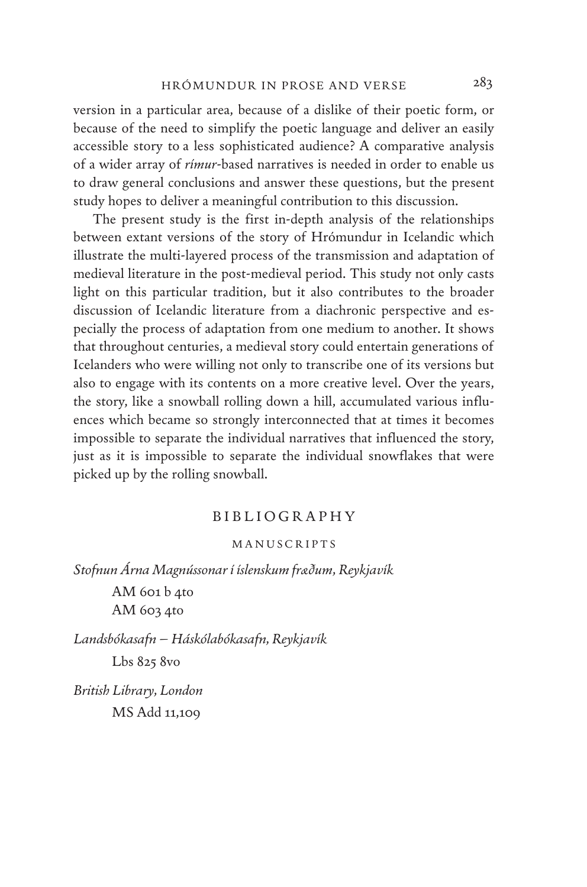version in a particular area, because of a dislike of their poetic form, or because of the need to simplify the poetic language and deliver an easily accessible story to a less sophisticated audience? A comparative analysis of a wider array of *rímur*-based narratives is needed in order to enable us to draw general conclusions and answer these questions, but the present study hopes to deliver a meaningful contribution to this discussion.

The present study is the first in-depth analysis of the relationships between extant versions of the story of Hrómundur in Icelandic which illustrate the multi-layered process of the transmission and adaptation of medieval literature in the post-medieval period. This study not only casts light on this particular tradition, but it also contributes to the broader discussion of Icelandic literature from a diachronic perspective and especially the process of adaptation from one medium to another. It shows that throughout centuries, a medieval story could entertain generations of Icelanders who were willing not only to transcribe one of its versions but also to engage with its contents on a more creative level. Over the years, the story, like a snowball rolling down a hill, accumulated various influences which became so strongly interconnected that at times it becomes impossible to separate the individual narratives that influenced the story, just as it is impossible to separate the individual snowflakes that were picked up by the rolling snowball.

## BIBLIOGRAPHY

### MANUSCRIPTS

*Stofnun Árna Magnússonar í íslenskum fræðum, Reykjavík*

AM 601 b 4to
AM 603 4to

*Landsbókasafn – Háskólabókasafn, Reykjavík*

Lbs 825 8vo

*British Library, London*

MS Add 11,109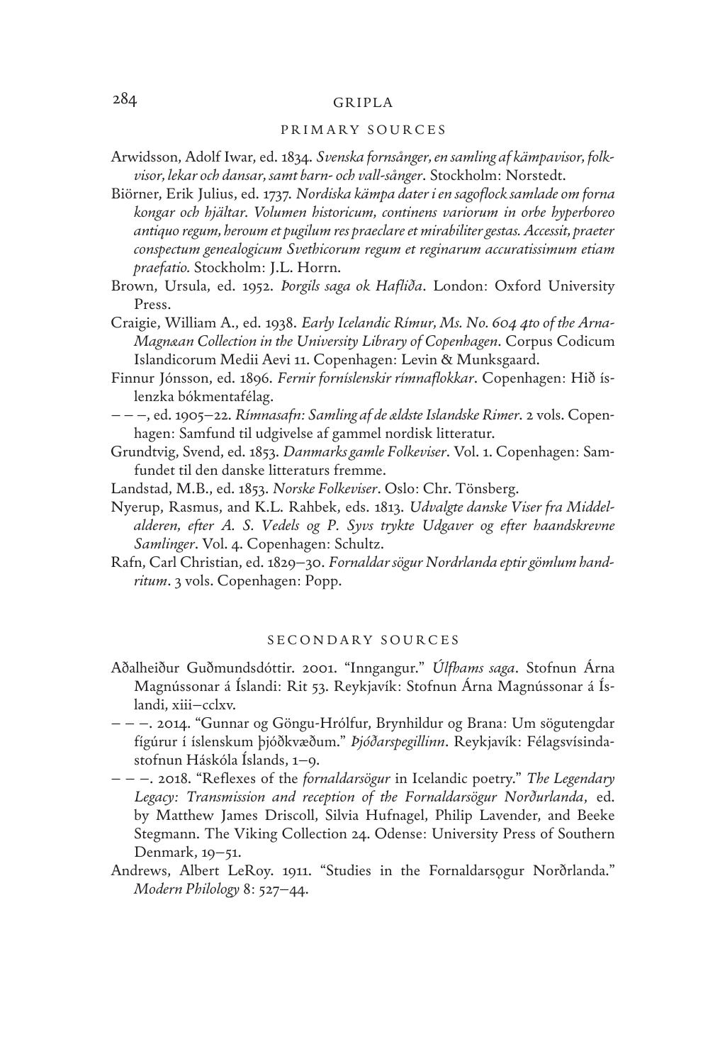## PRIMARY SOURCES

Arwidsson, Adolf Iwar, ed. 1834. *Svenska fornsånger, en samling af kämpavisor, folkvisor, lekar och dansar, samt barn- och vall-sånger*. Stockholm: Norstedt.

Biörner, Erik Julius, ed. 1737. *Nordiska kämpa dater i en sagoflock samlade om forna kongar och hjältar. Volumen historicum, continens variorum in orbe hyperboreo antiquo regum, heroum et pugilum res praeclare et mirabiliter gestas. Accessit, praeter conspectum genealogicum Svethicorum regum et reginarum accuratissimum etiam praefatio.* Stockholm: J.L. Horrn.

Brown, Ursula, ed. 1952. *Þorgils saga ok Hafliða*. London: Oxford University Press.

Craigie, William A., ed. 1938. *Early Icelandic Rímur, Ms. No. 604 4to of the Arna-Magnæan Collection in the University Library of Copenhagen*. Corpus Codicum Islandicorum Medii Aevi 11. Copenhagen: Levin & Munksgaard.

Finnur Jónsson, ed. 1896. *Fernir forníslenskir rímnaflokkar*. Copenhagen: Hið íslenzka bókmentafélag.

– – –, ed. 1905–22. *Rímnasafn: Samling af de ældste Islandske Rimer*. 2 vols. Copenhagen: Samfund til udgivelse af gammel nordisk litteratur.

Grundtvig, Svend, ed. 1853. *Danmarks gamle Folkeviser*. Vol. 1. Copenhagen: Samfundet til den danske litteraturs fremme.

Landstad, M.B., ed. 1853. *Norske Folkeviser*. Oslo: Chr. Tönsberg.

Nyerup, Rasmus, and K.L. Rahbek, eds. 1813. *Udvalgte danske Viser fra Middelalderen, efter A. S. Vedels og P. Syvs trykte Udgaver og efter haandskrevne Samlinger*. Vol. 4. Copenhagen: Schultz.

Rafn, Carl Christian, ed. 1829–30. *Fornaldar sögur Nordrlanda eptir gömlum handritum*. 3 vols. Copenhagen: Popp.

## SECONDARY SOURCES

Aðalheiður Guðmundsdóttir. 2001. "Inngangur." *Úlfhams saga*. Stofnun Árna Magnússonar á Íslandi: Rit 53. Reykjavík: Stofnun Árna Magnússonar á Íslandi, xiii–cclxv.

– – –. 2014. "Gunnar og Göngu-Hrólfur, Brynhildur og Brana: Um sögutengdar fígúrur í íslenskum þjóðkvæðum." *Þjóðarspegillinn*. Reykjavík: Félagsvísindastofnun Háskóla Íslands, 1–9.

– – –. 2018. "Reflexes of the *fornaldarsögur* in Icelandic poetry." *The Legendary Legacy: Transmission and reception of the Fornaldarsögur Norðurlanda*, ed. by Matthew James Driscoll, Silvia Hufnagel, Philip Lavender, and Beeke Stegmann. The Viking Collection 24. Odense: University Press of Southern Denmark, 19–51.

Andrews, Albert LeRoy. 1911. "Studies in the Fornaldarsǫgur Norðrlanda." *Modern Philology* 8: 527–44.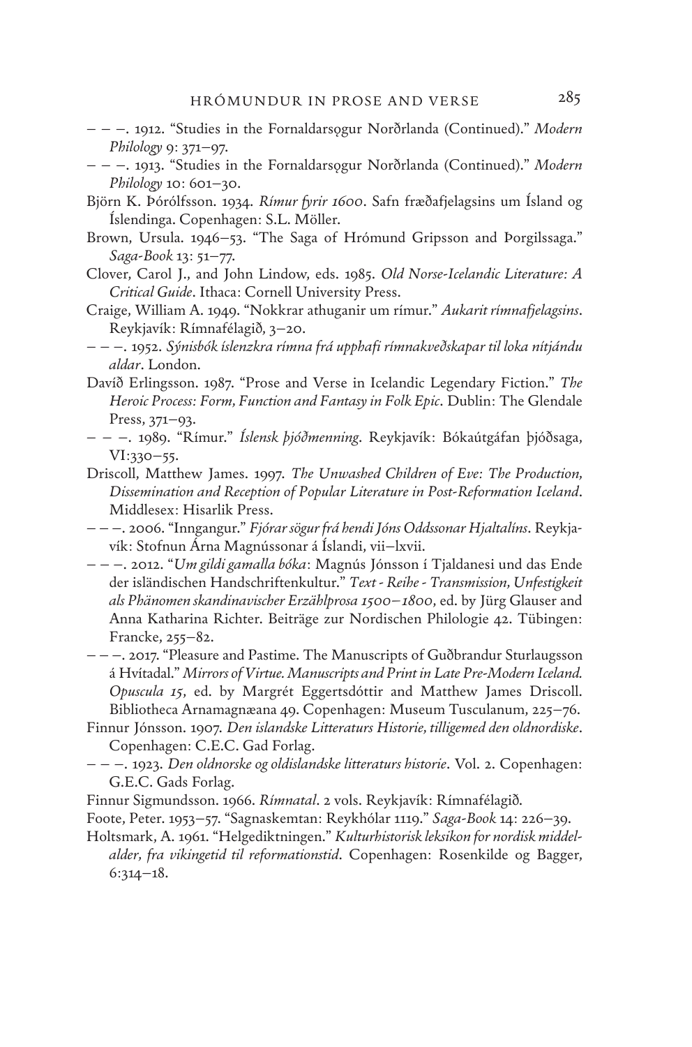– – –. 1912. "Studies in the Fornaldarsǫgur Norðrlanda (Continued)." *Modern Philology* 9: 371–97.

– – –. 1913. "Studies in the Fornaldarsǫgur Norðrlanda (Continued)." *Modern Philology* 10: 601–30.

Björn K. Þórólfsson. 1934. *Rímur fyrir 1600*. Safn fræðafjelagsins um Ísland og Íslendinga. Copenhagen: S.L. Möller.

Brown, Ursula. 1946–53. "The Saga of Hrómund Gripsson and Þorgilssaga." *Saga-Book* 13: 51–77.

Clover, Carol J., and John Lindow, eds. 1985. *Old Norse-Icelandic Literature: A Critical Guide*. Ithaca: Cornell University Press.

Craige, William A. 1949. "Nokkrar athuganir um rímur." *Aukarit rímnafjelagsins*. Reykjavík: Rímnafélagið, 3–20.

– – –. 1952. *Sýnisbók íslenzkra rímna frá upphafi rímnakveðskapar til loka nítjándu aldar*. London.

Davíð Erlingsson. 1987. "Prose and Verse in Icelandic Legendary Fiction." *The Heroic Process: Form, Function and Fantasy in Folk Epic*. Dublin: The Glendale Press, 371–93.

– – –. 1989. "Rímur." *Íslensk þjóðmenning*. Reykjavík: Bókaútgáfan þjóðsaga, VI:330–55.

Driscoll, Matthew James. 1997. *The Unwashed Children of Eve: The Production, Dissemination and Reception of Popular Literature in Post-Reformation Iceland*. Middlesex: Hisarlik Press.

– – –. 2006. "Inngangur." *Fjórar sögur frá hendi Jóns Oddssonar Hjaltalíns*. Reykjavík: Stofnun Árna Magnússonar á Íslandi, vii–lxvii.

– – –. 2012. "*Um gildi gamalla bóka*: Magnús Jónsson í Tjaldanesi und das Ende der isländischen Handschriftenkultur." *Text - Reihe - Transmission, Unfestigkeit als Phänomen skandinavischer Erzählprosa 1500–1800*, ed. by Jürg Glauser and Anna Katharina Richter. Beiträge zur Nordischen Philologie 42. Tübingen: Francke, 255–82.

– – –. 2017. "Pleasure and Pastime. The Manuscripts of Guðbrandur Sturlaugsson á Hvítadal." *Mirrors of Virtue. Manuscripts and Print in Late Pre-Modern Iceland. Opuscula 15*, ed. by Margrét Eggertsdóttir and Matthew James Driscoll. Bibliotheca Arnamagnæana 49. Copenhagen: Museum Tusculanum, 225–76.

Finnur Jónsson. 1907. *Den islandske Litteraturs Historie, tilligemed den oldnordiske*. Copenhagen: C.E.C. Gad Forlag.

– – –. 1923. *Den oldnorske og oldislandske litteraturs historie*. Vol. 2. Copenhagen: G.E.C. Gads Forlag.

Finnur Sigmundsson. 1966. *Rímnatal*. 2 vols. Reykjavík: Rímnafélagið.

Foote, Peter. 1953–57. "Sagnaskemtan: Reykhólar 1119." *Saga-Book* 14: 226–39.

Holtsmark, A. 1961. "Helgediktningen." *Kulturhistorisk leksikon for nordisk middelalder, fra vikingetid til reformationstid*. Copenhagen: Rosenkilde og Bagger, 6:314–18.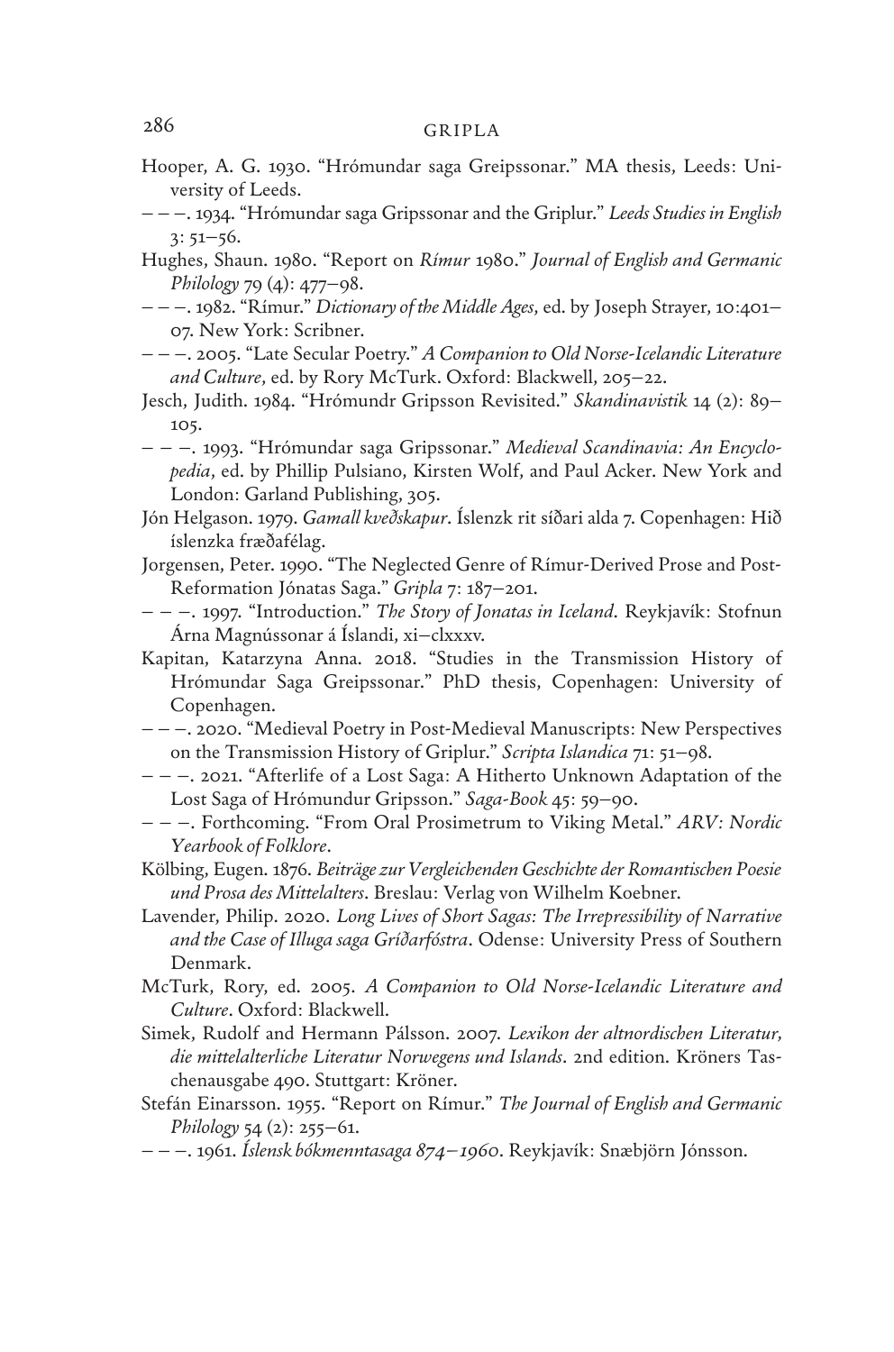Hooper, A. G. 1930. "Hrómundar saga Greipssonar." MA thesis, Leeds: University of Leeds.

– – –. 1934. "Hrómundar saga Gripssonar and the Griplur." *Leeds Studies in English* 3: 51–56.

Hughes, Shaun. 1980. "Report on *Rímur* 1980." *Journal of English and Germanic Philology* 79 (4): 477–98.

– – –. 1982. "Rímur." *Dictionary of the Middle Ages*, ed. by Joseph Strayer, 10:401–07. New York: Scribner.

– – –. 2005. "Late Secular Poetry." *A Companion to Old Norse-Icelandic Literature and Culture*, ed. by Rory McTurk. Oxford: Blackwell, 205–22.

Jesch, Judith. 1984. "Hrómundr Gripsson Revisited." *Skandinavistik* 14 (2): 89–105.

– – –. 1993. "Hrómundar saga Gripssonar." *Medieval Scandinavia: An Encyclopedia*, ed. by Phillip Pulsiano, Kirsten Wolf, and Paul Acker. New York and London: Garland Publishing, 305.

Jón Helgason. 1979. *Gamall kveðskapur*. Íslenzk rit síðari alda 7. Copenhagen: Hið íslenzka fræðafélag.

Jorgensen, Peter. 1990. "The Neglected Genre of Rímur-Derived Prose and Post-Reformation Jónatas Saga." *Gripla* 7: 187–201.

– – –. 1997. "Introduction." *The Story of Jonatas in Iceland*. Reykjavík: Stofnun Árna Magnússonar á Íslandi, xi–clxxxv.

Kapitan, Katarzyna Anna. 2018. "Studies in the Transmission History of Hrómundar Saga Greipssonar." PhD thesis, Copenhagen: University of Copenhagen.

– – –. 2020. "Medieval Poetry in Post-Medieval Manuscripts: New Perspectives on the Transmission History of Griplur." *Scripta Islandica* 71: 51–98.

– – –. 2021. "Afterlife of a Lost Saga: A Hitherto Unknown Adaptation of the Lost Saga of Hrómundur Gripsson." *Saga-Book* 45: 59–90.

– – –. Forthcoming. "From Oral Prosimetrum to Viking Metal." *ARV: Nordic Yearbook of Folklore*.

Kölbing, Eugen. 1876. *Beiträge zur Vergleichenden Geschichte der Romantischen Poesie und Prosa des Mittelalters*. Breslau: Verlag von Wilhelm Koebner.

Lavender, Philip. 2020. *Long Lives of Short Sagas: The Irrepressibility of Narrative and the Case of Illuga saga Gríðarfóstra*. Odense: University Press of Southern Denmark.

McTurk, Rory, ed. 2005. *A Companion to Old Norse-Icelandic Literature and Culture*. Oxford: Blackwell.

Simek, Rudolf and Hermann Pálsson. 2007. *Lexikon der altnordischen Literatur, die mittelalterliche Literatur Norwegens und Islands*. 2nd edition. Kröners Taschenausgabe 490. Stuttgart: Kröner.

Stefán Einarsson. 1955. "Report on Rímur." *The Journal of English and Germanic Philology* 54 (2): 255–61.

– – –. 1961. *Íslensk bókmenntasaga 874–1960*. Reykjavík: Snæbjörn Jónsson.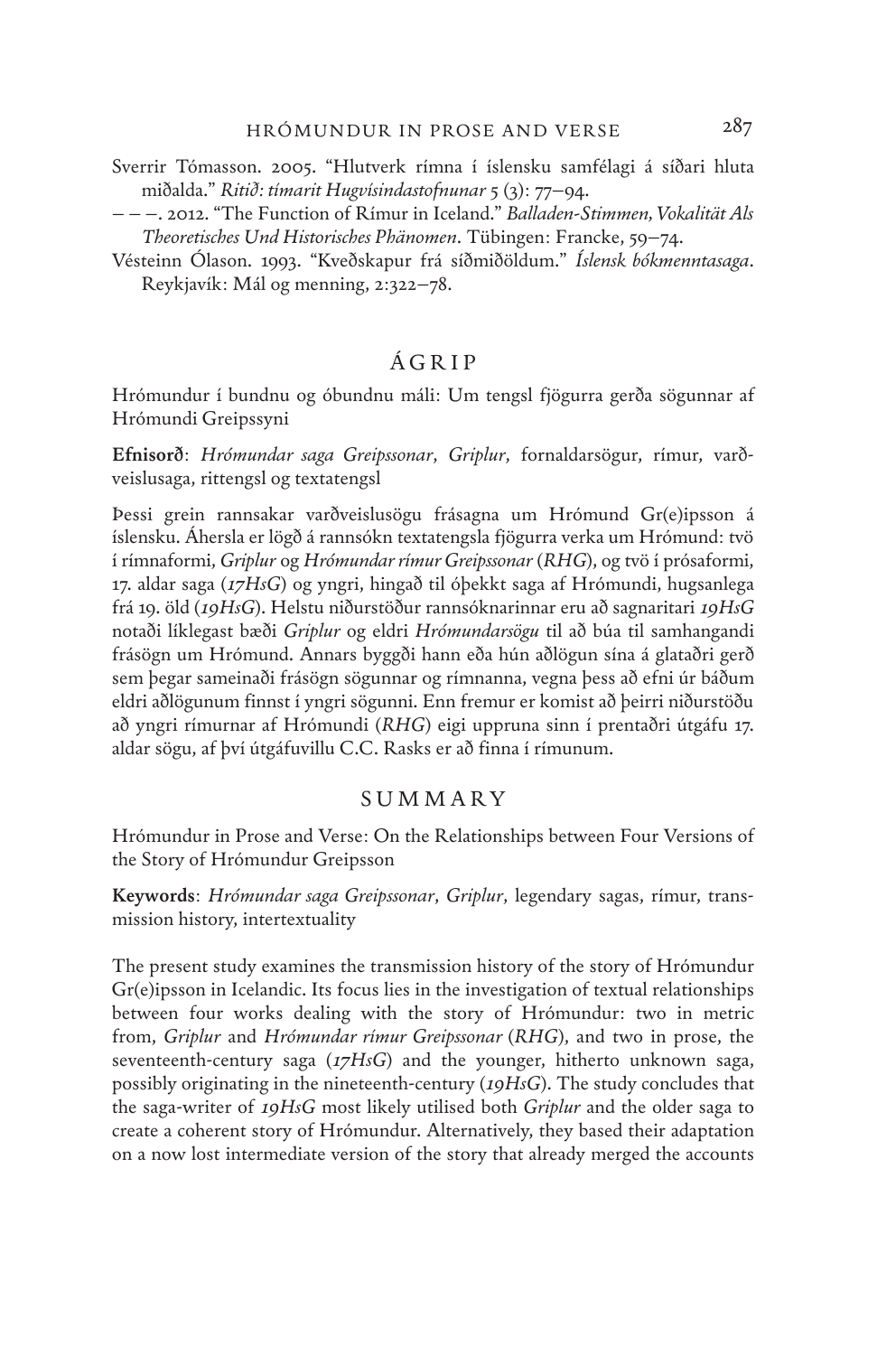Sverrir Tómasson. 2005. "Hlutverk rímna í íslensku samfélagi á síðari hluta miðalda." *Ritið: tímarit Hugvísindastofnunar* 5 (3): 77–94.

– – –. 2012. "The Function of Rímur in Iceland." *Balladen-Stimmen, Vokalität Als Theoretisches Und Historisches Phänomen*. Tübingen: Francke, 59–74.

Vésteinn Ólason. 1993. "Kveðskapur frá síðmiðöldum." *Íslensk bókmenntasaga*. Reykjavík: Mál og menning, 2:322–78.

## ÁGRIP

Hrómundur í bundnu og óbundnu máli: Um tengsl fjögurra gerða sögunnar af Hrómundi Greipssyni

**Efnisorð**: *Hrómundar saga Greipssonar*, *Griplur*, fornaldarsögur, rímur, varðveislusaga, rittengsl og textatengsl

Þessi grein rannsakar varðveislusögu frásagna um Hrómund Gr(e)ipsson á íslensku. Áhersla er lögð á rannsókn textatengsla fjögurra verka um Hrómund: tvö í rímnaformi, *Griplur* og *Hrómundar rímur Greipssonar* (*RHG*), og tvö í prósaformi, 17. aldar saga (*17HsG*) og yngri, hingað til óþekkt saga af Hrómundi, hugsanlega frá 19. öld (*19HsG*). Helstu niðurstöður rannsóknarinnar eru að sagnaritari *19HsG* notaði líklegast bæði *Griplur* og eldri *Hrómundarsögu* til að búa til samhangandi frásögn um Hrómund. Annars byggði hann eða hún aðlögun sína á glataðri gerð sem þegar sameinaði frásögn sögunnar og rímnanna, vegna þess að efni úr báðum eldri aðlögunum finnst í yngri sögunni. Enn fremur er komist að þeirri niðurstöðu að yngri rímurnar af Hrómundi (*RHG*) eigi uppruna sinn í prentaðri útgáfu 17. aldar sögu, af því útgáfuvillu C.C. Rasks er að finna í rímunum.

## SUMMARY

Hrómundur in Prose and Verse: On the Relationships between Four Versions of the Story of Hrómundur Greipsson

**Keywords**: *Hrómundar saga Greipssonar*, *Griplur*, legendary sagas, rímur, transmission history, intertextuality

The present study examines the transmission history of the story of Hrómundur Gr(e)ipsson in Icelandic. Its focus lies in the investigation of textual relationships between four works dealing with the story of Hrómundur: two in metric from, *Griplur* and *Hrómundar rímur Greipssonar* (*RHG*), and two in prose, the seventeenth-century saga (*17HsG*) and the younger, hitherto unknown saga, possibly originating in the nineteenth-century (*19HsG*). The study concludes that the saga-writer of *19HsG* most likely utilised both *Griplur* and the older saga to create a coherent story of Hrómundur. Alternatively, they based their adaptation on a now lost intermediate version of the story that already merged the accounts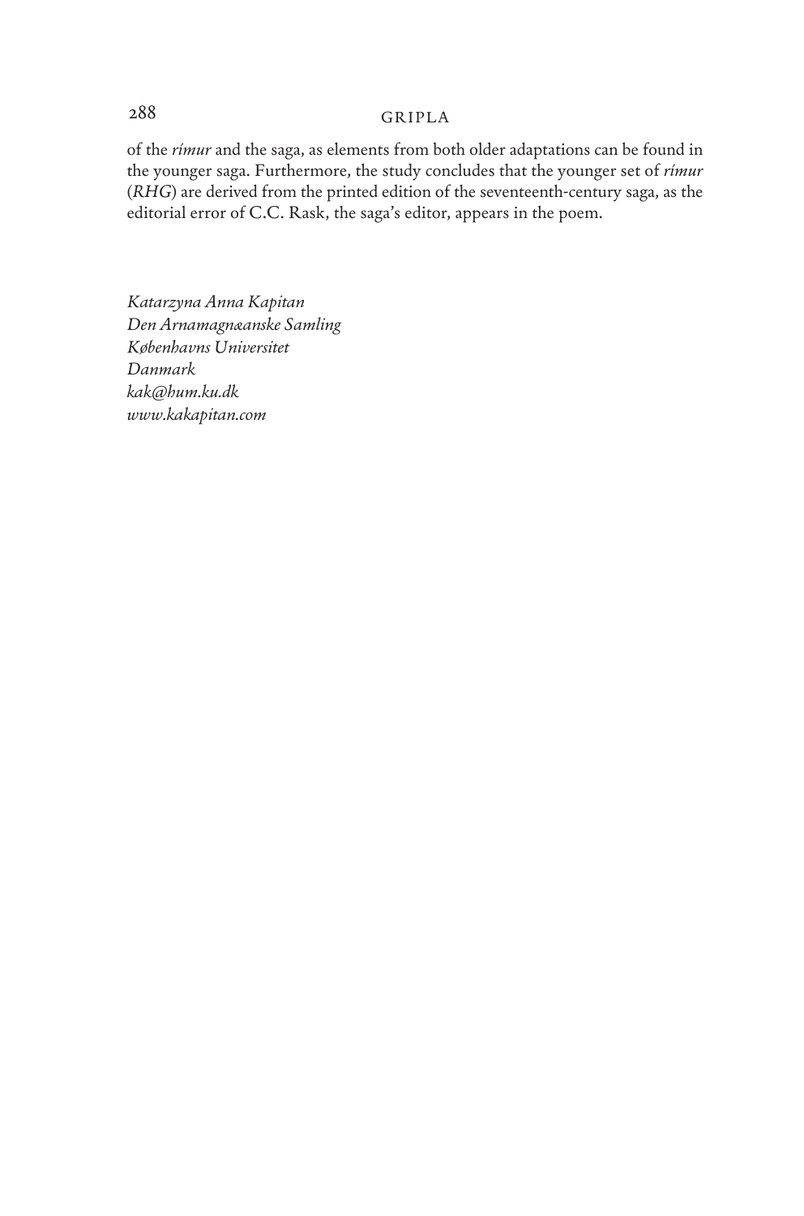of the *rímur* and the saga, as elements from both older adaptations can be found in the younger saga. Furthermore, the study concludes that the younger set of *rímur* (*RHG*) are derived from the printed edition of the seventeenth-century saga, as the editorial error of C.C. Rask, the saga's editor, appears in the poem.

*Katarzyna Anna Kapitan*
*Den Arnamagnæanske Samling*
*Københavns Universitet*
*Danmark*
*kak@hum.ku.dk*
*www.kakapitan.com*